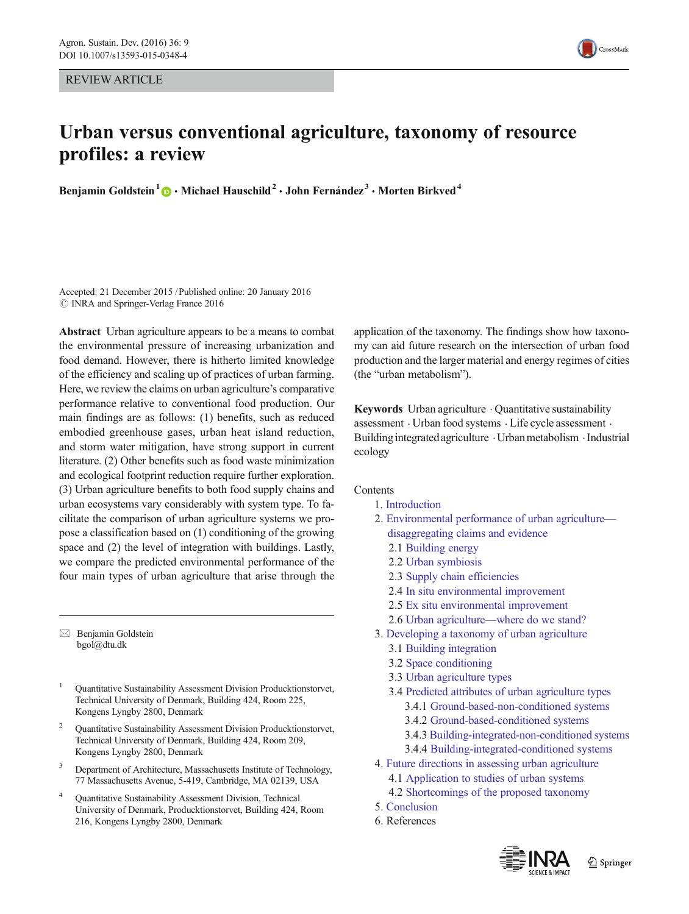REVIEW ARTICLE

# Urban versus conventional agriculture, taxonomy of resource profiles: a review

**Benjamin Goldstein**[1] · **Michael Hauschild**[2] · **John Fernández**[3] · **Morten Birkved**[4]

Accepted: 21 December 2015 / Published online: 20 January 2016
© INRA and Springer-Verlag France 2016

**Abstract** Urban agriculture appears to be a means to combat the environmental pressure of increasing urbanization and food demand. However, there is hitherto limited knowledge of the efficiency and scaling up of practices of urban farming. Here, we review the claims on urban agriculture's comparative performance relative to conventional food production. Our main findings are as follows: (1) benefits, such as reduced embodied greenhouse gases, urban heat island reduction, and storm water mitigation, have strong support in current literature. (2) Other benefits such as food waste minimization and ecological footprint reduction require further exploration. (3) Urban agriculture benefits to both food supply chains and urban ecosystems vary considerably with system type. To facilitate the comparison of urban agriculture systems we propose a classification based on (1) conditioning of the growing space and (2) the level of integration with buildings. Lastly, we compare the predicted environmental performance of the four main types of urban agriculture that arise through the application of the taxonomy. The findings show how taxonomy can aid future research on the intersection of urban food production and the larger material and energy regimes of cities (the "urban metabolism").

**Keywords** Urban agriculture · Quantitative sustainability assessment · Urban food systems · Life cycle assessment · Building integrated agriculture · Urban metabolism · Industrial ecology

Contents

1. Introduction
2. Environmental performance of urban agriculture—disaggregating claims and evidence
   - 2.1 Building energy
   - 2.2 Urban symbiosis
   - 2.3 Supply chain efficiencies
   - 2.4 In situ environmental improvement
   - 2.5 Ex situ environmental improvement
   - 2.6 Urban agriculture—where do we stand?
3. Developing a taxonomy of urban agriculture
   - 3.1 Building integration
   - 3.2 Space conditioning
   - 3.3 Urban agriculture types
   - 3.4 Predicted attributes of urban agriculture types
     - 3.4.1 Ground-based-non-conditioned systems
     - 3.4.2 Ground-based-conditioned systems
     - 3.4.3 Building-integrated-non-conditioned systems
     - 3.4.4 Building-integrated-conditioned systems
4. Future directions in assessing urban agriculture
   - 4.1 Application to studies of urban systems
   - 4.2 Shortcomings of the proposed taxonomy
5. Conclusion
6. References

---

✉ Benjamin Goldstein
bgol@dtu.dk

[1] Quantitative Sustainability Assessment Division Producktionstorvet, Technical University of Denmark, Building 424, Room 225, Kongens Lyngby 2800, Denmark

[2] Quantitative Sustainability Assessment Division Producktionstorvet, Technical University of Denmark, Building 424, Room 209, Kongens Lyngby 2800, Denmark

[3] Department of Architecture, Massachusetts Institute of Technology, 77 Massachusetts Avenue, 5-419, Cambridge, MA 02139, USA

[4] Quantitative Sustainability Assessment Division, Technical University of Denmark, Producktionstorvet, Building 424, Room 216, Kongens Lyngby 2800, Denmark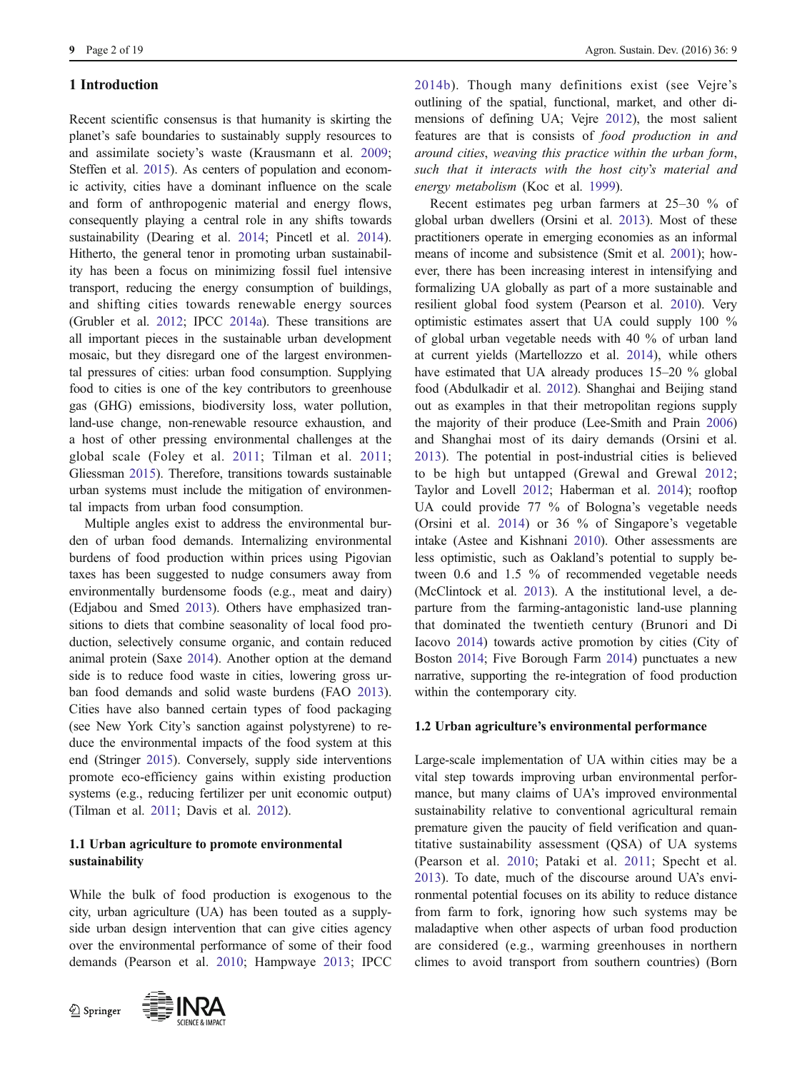## 1 Introduction

Recent scientific consensus is that humanity is skirting the planet's safe boundaries to sustainably supply resources to and assimilate society's waste (Krausmann et al. 2009; Steffen et al. 2015). As centers of population and economic activity, cities have a dominant influence on the scale and form of anthropogenic material and energy flows, consequently playing a central role in any shifts towards sustainability (Dearing et al. 2014; Pincetl et al. 2014). Hitherto, the general tenor in promoting urban sustainability has been a focus on minimizing fossil fuel intensive transport, reducing the energy consumption of buildings, and shifting cities towards renewable energy sources (Grubler et al. 2012; IPCC 2014a). These transitions are all important pieces in the sustainable urban development mosaic, but they disregard one of the largest environmental pressures of cities: urban food consumption. Supplying food to cities is one of the key contributors to greenhouse gas (GHG) emissions, biodiversity loss, water pollution, land-use change, non-renewable resource exhaustion, and a host of other pressing environmental challenges at the global scale (Foley et al. 2011; Tilman et al. 2011; Gliessman 2015). Therefore, transitions towards sustainable urban systems must include the mitigation of environmental impacts from urban food consumption.

Multiple angles exist to address the environmental burden of urban food demands. Internalizing environmental burdens of food production within prices using Pigovian taxes has been suggested to nudge consumers away from environmentally burdensome foods (e.g., meat and dairy) (Edjabou and Smed 2013). Others have emphasized transitions to diets that combine seasonality of local food production, selectively consume organic, and contain reduced animal protein (Saxe 2014). Another option at the demand side is to reduce food waste in cities, lowering gross urban food demands and solid waste burdens (FAO 2013). Cities have also banned certain types of food packaging (see New York City's sanction against polystyrene) to reduce the environmental impacts of the food system at this end (Stringer 2015). Conversely, supply side interventions promote eco-efficiency gains within existing production systems (e.g., reducing fertilizer per unit economic output) (Tilman et al. 2011; Davis et al. 2012).

### 1.1 Urban agriculture to promote environmental sustainability

While the bulk of food production is exogenous to the city, urban agriculture (UA) has been touted as a supply-side urban design intervention that can give cities agency over the environmental performance of some of their food demands (Pearson et al. 2010; Hampwaye 2013; IPCC 2014b). Though many definitions exist (see Vejre's outlining of the spatial, functional, market, and other dimensions of defining UA; Vejre 2012), the most salient features are that is consists of *food production in and around cities*, *weaving this practice within the urban form*, *such that it interacts with the host city's material and energy metabolism* (Koc et al. 1999).

Recent estimates peg urban farmers at 25–30 % of global urban dwellers (Orsini et al. 2013). Most of these practitioners operate in emerging economies as an informal means of income and subsistence (Smit et al. 2001); however, there has been increasing interest in intensifying and formalizing UA globally as part of a more sustainable and resilient global food system (Pearson et al. 2010). Very optimistic estimates assert that UA could supply 100 % of global urban vegetable needs with 40 % of urban land at current yields (Martellozzo et al. 2014), while others have estimated that UA already produces 15–20 % global food (Abdulkadir et al. 2012). Shanghai and Beijing stand out as examples in that their metropolitan regions supply the majority of their produce (Lee-Smith and Prain 2006) and Shanghai most of its dairy demands (Orsini et al. 2013). The potential in post-industrial cities is believed to be high but untapped (Grewal and Grewal 2012; Taylor and Lovell 2012; Haberman et al. 2014); rooftop UA could provide 77 % of Bologna's vegetable needs (Orsini et al. 2014) or 36 % of Singapore's vegetable intake (Astee and Kishnani 2010). Other assessments are less optimistic, such as Oakland's potential to supply between 0.6 and 1.5 % of recommended vegetable needs (McClintock et al. 2013). A the institutional level, a departure from the farming-antagonistic land-use planning that dominated the twentieth century (Brunori and Di Iacovo 2014) towards active promotion by cities (City of Boston 2014; Five Borough Farm 2014) punctuates a new narrative, supporting the re-integration of food production within the contemporary city.

### 1.2 Urban agriculture's environmental performance

Large-scale implementation of UA within cities may be a vital step towards improving urban environmental performance, but many claims of UA's improved environmental sustainability relative to conventional agricultural remain premature given the paucity of field verification and quantitative sustainability assessment (QSA) of UA systems (Pearson et al. 2010; Pataki et al. 2011; Specht et al. 2013). To date, much of the discourse around UA's environmental potential focuses on its ability to reduce distance from farm to fork, ignoring how such systems may be maladaptive when other aspects of urban food production are considered (e.g., warming greenhouses in northern climes to avoid transport from southern countries) (Born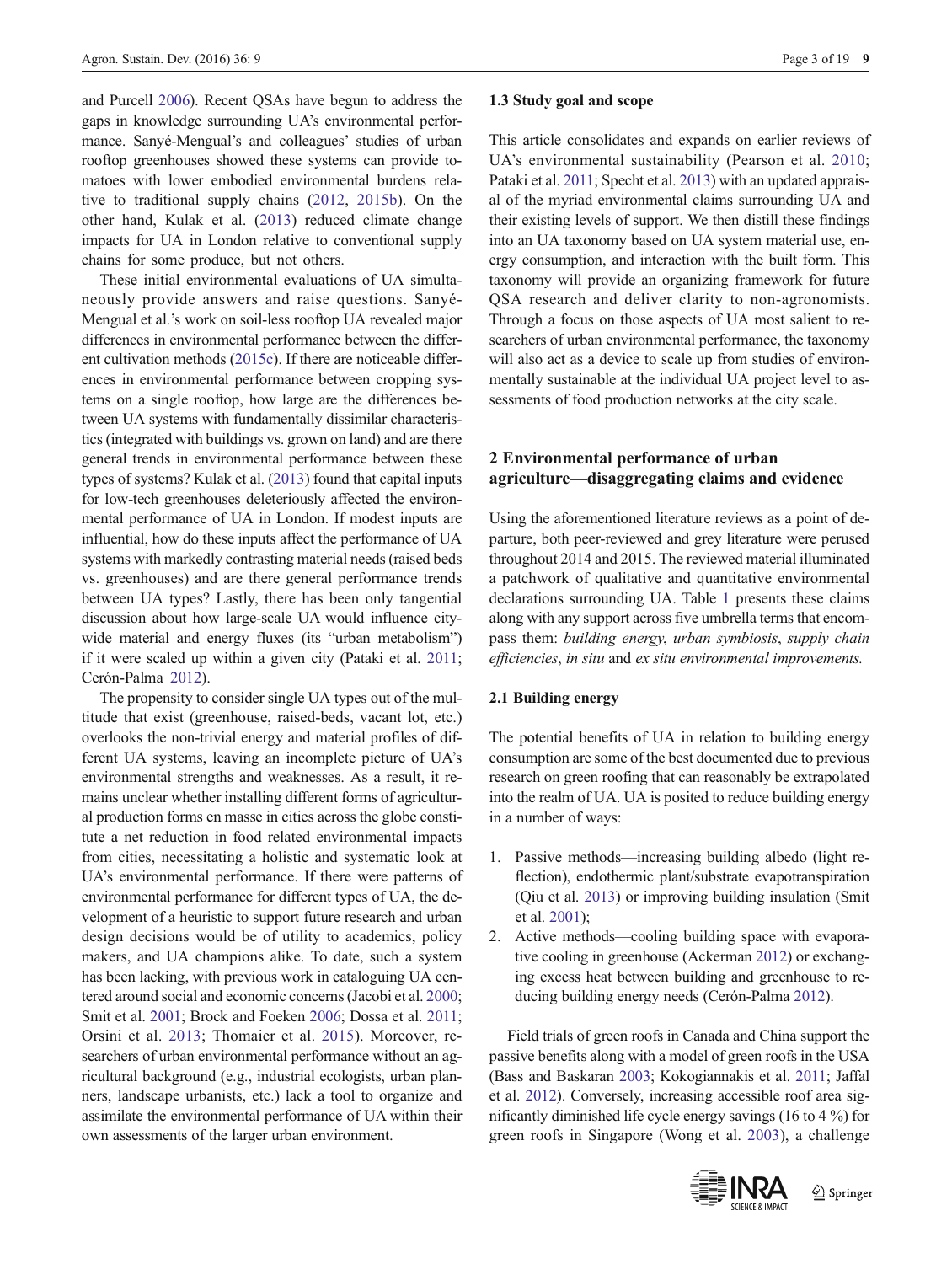and Purcell 2006). Recent QSAs have begun to address the gaps in knowledge surrounding UA's environmental performance. Sanyé-Mengual's and colleagues' studies of urban rooftop greenhouses showed these systems can provide tomatoes with lower embodied environmental burdens relative to traditional supply chains (2012, 2015b). On the other hand, Kulak et al. (2013) reduced climate change impacts for UA in London relative to conventional supply chains for some produce, but not others.

These initial environmental evaluations of UA simultaneously provide answers and raise questions. Sanyé-Mengual et al.'s work on soil-less rooftop UA revealed major differences in environmental performance between the different cultivation methods (2015c). If there are noticeable differences in environmental performance between cropping systems on a single rooftop, how large are the differences between UA systems with fundamentally dissimilar characteristics (integrated with buildings vs. grown on land) and are there general trends in environmental performance between these types of systems? Kulak et al. (2013) found that capital inputs for low-tech greenhouses deleteriously affected the environmental performance of UA in London. If modest inputs are influential, how do these inputs affect the performance of UA systems with markedly contrasting material needs (raised beds vs. greenhouses) and are there general performance trends between UA types? Lastly, there has been only tangential discussion about how large-scale UA would influence city-wide material and energy fluxes (its "urban metabolism") if it were scaled up within a given city (Pataki et al. 2011; Cerón-Palma 2012).

The propensity to consider single UA types out of the multitude that exist (greenhouse, raised-beds, vacant lot, etc.) overlooks the non-trivial energy and material profiles of different UA systems, leaving an incomplete picture of UA's environmental strengths and weaknesses. As a result, it remains unclear whether installing different forms of agricultural production forms en masse in cities across the globe constitute a net reduction in food related environmental impacts from cities, necessitating a holistic and systematic look at UA's environmental performance. If there were patterns of environmental performance for different types of UA, the development of a heuristic to support future research and urban design decisions would be of utility to academics, policy makers, and UA champions alike. To date, such a system has been lacking, with previous work in cataloguing UA centered around social and economic concerns (Jacobi et al. 2000; Smit et al. 2001; Brock and Foeken 2006; Dossa et al. 2011; Orsini et al. 2013; Thomaier et al. 2015). Moreover, researchers of urban environmental performance without an agricultural background (e.g., industrial ecologists, urban planners, landscape urbanists, etc.) lack a tool to organize and assimilate the environmental performance of UA within their own assessments of the larger urban environment.

### 1.3 Study goal and scope

This article consolidates and expands on earlier reviews of UA's environmental sustainability (Pearson et al. 2010; Pataki et al. 2011; Specht et al. 2013) with an updated appraisal of the myriad environmental claims surrounding UA and their existing levels of support. We then distill these findings into an UA taxonomy based on UA system material use, energy consumption, and interaction with the built form. This taxonomy will provide an organizing framework for future QSA research and deliver clarity to non-agronomists. Through a focus on those aspects of UA most salient to researchers of urban environmental performance, the taxonomy will also act as a device to scale up from studies of environmentally sustainable at the individual UA project level to assessments of food production networks at the city scale.

## 2 Environmental performance of urban agriculture—disaggregating claims and evidence

Using the aforementioned literature reviews as a point of departure, both peer-reviewed and grey literature were perused throughout 2014 and 2015. The reviewed material illuminated a patchwork of qualitative and quantitative environmental declarations surrounding UA. Table 1 presents these claims along with any support across five umbrella terms that encompass them: *building energy*, *urban symbiosis*, *supply chain efficiencies*, *in situ* and *ex situ environmental improvements.*

### 2.1 Building energy

The potential benefits of UA in relation to building energy consumption are some of the best documented due to previous research on green roofing that can reasonably be extrapolated into the realm of UA. UA is posited to reduce building energy in a number of ways:

1. Passive methods—increasing building albedo (light reflection), endothermic plant/substrate evapotranspiration (Qiu et al. 2013) or improving building insulation (Smit et al. 2001);
2. Active methods—cooling building space with evaporative cooling in greenhouse (Ackerman 2012) or exchanging excess heat between building and greenhouse to reducing building energy needs (Cerón-Palma 2012).

Field trials of green roofs in Canada and China support the passive benefits along with a model of green roofs in the USA (Bass and Baskaran 2003; Kokogiannakis et al. 2011; Jaffal et al. 2012). Conversely, increasing accessible roof area significantly diminished life cycle energy savings (16 to 4 %) for green roofs in Singapore (Wong et al. 2003), a challenge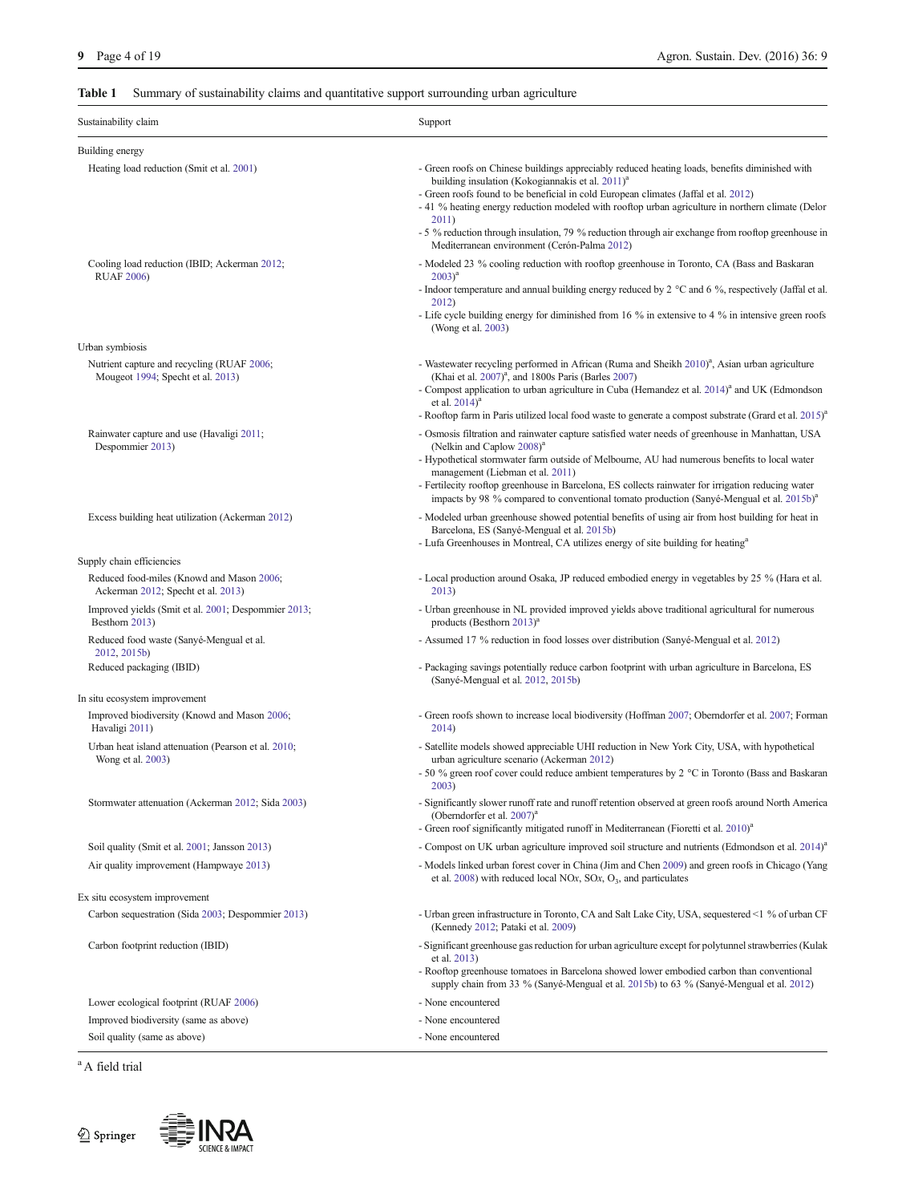**Table 1** Summary of sustainability claims and quantitative support surrounding urban agriculture

| Sustainability claim | Support |
|---|---|
| **Building energy** | |
| Heating load reduction (Smit et al. 2001) | - Green roofs on Chinese buildings appreciably reduced heating loads, benefits diminished with building insulation (Kokogiannakis et al. 2011)[a]<br>- Green roofs found to be beneficial in cold European climates (Jaffal et al. 2012)<br>- 41 % heating energy reduction modeled with rooftop urban agriculture in northern climate (Delor 2011)<br>- 5 % reduction through insulation, 79 % reduction through air exchange from rooftop greenhouse in Mediterranean environment (Cerón-Palma 2012) |
| Cooling load reduction (IBID; Ackerman 2012; RUAF 2006) | - Modeled 23 % cooling reduction with rooftop greenhouse in Toronto, CA (Bass and Baskaran 2003)[a]<br>- Indoor temperature and annual building energy reduced by 2 °C and 6 %, respectively (Jaffal et al. 2012)<br>- Life cycle building energy for diminished from 16 % in extensive to 4 % in intensive green roofs (Wong et al. 2003) |
| **Urban symbiosis** | |
| Nutrient capture and recycling (RUAF 2006; Mougeot 1994; Specht et al. 2013) | - Wastewater recycling performed in African (Ruma and Sheikh 2010)[a], Asian urban agriculture (Khai et al. 2007)[a], and 1800s Paris (Barles 2007)<br>- Compost application to urban agriculture in Cuba (Hernandez et al. 2014)[a] and UK (Edmondson et al. 2014)[a]<br>- Rooftop farm in Paris utilized local food waste to generate a compost substrate (Grard et al. 2015)[a] |
| Rainwater capture and use (Havaligi 2011; Despommier 2013) | - Osmosis filtration and rainwater capture satisfied water needs of greenhouse in Manhattan, USA (Nelkin and Caplow 2008)[a]<br>- Hypothetical stormwater farm outside of Melbourne, AU had numerous benefits to local water management (Liebman et al. 2011)<br>- Fertilecity rooftop greenhouse in Barcelona, ES collects rainwater for irrigation reducing water impacts by 98 % compared to conventional tomato production (Sanyé-Mengual et al. 2015b)[a] |
| Excess building heat utilization (Ackerman 2012) | - Modeled urban greenhouse showed potential benefits of using air from host building for heat in Barcelona, ES (Sanyé-Mengual et al. 2015b)<br>- Lufa Greenhouses in Montreal, CA utilizes energy of site building for heating[a] |
| **Supply chain efficiencies** | |
| Reduced food-miles (Knowd and Mason 2006; Ackerman 2012; Specht et al. 2013) | - Local production around Osaka, JP reduced embodied energy in vegetables by 25 % (Hara et al. 2013) |
| Improved yields (Smit et al. 2001; Despommier 2013; Besthorn 2013) | - Urban greenhouse in NL provided improved yields above traditional agricultural for numerous products (Besthorn 2013)[a] |
| Reduced food waste (Sanyé-Mengual et al. 2012, 2015b) | - Assumed 17 % reduction in food losses over distribution (Sanyé-Mengual et al. 2012) |
| Reduced packaging (IBID) | - Packaging savings potentially reduce carbon footprint with urban agriculture in Barcelona, ES (Sanyé-Mengual et al. 2012, 2015b) |
| ***In situ* ecosystem improvement** | |
| Improved biodiversity (Knowd and Mason 2006; Havaligi 2011) | - Green roofs shown to increase local biodiversity (Hoffman 2007; Oberndorfer et al. 2007; Forman 2014) |
| Urban heat island attenuation (Pearson et al. 2010; Wong et al. 2003) | - Satellite models showed appreciable UHI reduction in New York City, USA, with hypothetical urban agriculture scenario (Ackerman 2012)<br>- 50 % green roof cover could reduce ambient temperatures by 2 °C in Toronto (Bass and Baskaran 2003) |
| Stormwater attenuation (Ackerman 2012; Sida 2003) | - Significantly slower runoff rate and runoff retention observed at green roofs around North America (Oberndorfer et al. 2007)[a]<br>- Green roof significantly mitigated runoff in Mediterranean (Fioretti et al. 2010)[a] |
| Soil quality (Smit et al. 2001; Jansson 2013) | - Compost on UK urban agriculture improved soil structure and nutrients (Edmondson et al. 2014)[a] |
| Air quality improvement (Hampwaye 2013) | - Models linked urban forest cover in China (Jim and Chen 2009) and green roofs in Chicago (Yang et al. 2008) with reduced local $NOx$, $SOx$, $O_3$, and particulates |
| ***Ex situ* ecosystem improvement** | |
| Carbon sequestration (Sida 2003; Despommier 2013) | - Urban green infrastructure in Toronto, CA and Salt Lake City, USA, sequestered <1 % of urban CF (Kennedy 2012; Pataki et al. 2009) |
| Carbon footprint reduction (IBID) | - Significant greenhouse gas reduction for urban agriculture except for polytunnel strawberries (Kulak et al. 2013)<br>- Rooftop greenhouse tomatoes in Barcelona showed lower embodied carbon than conventional supply chain from 33 % (Sanyé-Mengual et al. 2015b) to 63 % (Sanyé-Mengual et al. 2012) |
| Lower ecological footprint (RUAF 2006) | - None encountered |
| Improved biodiversity (same as above) | - None encountered |
| Soil quality (same as above) | - None encountered |

[a] A field trial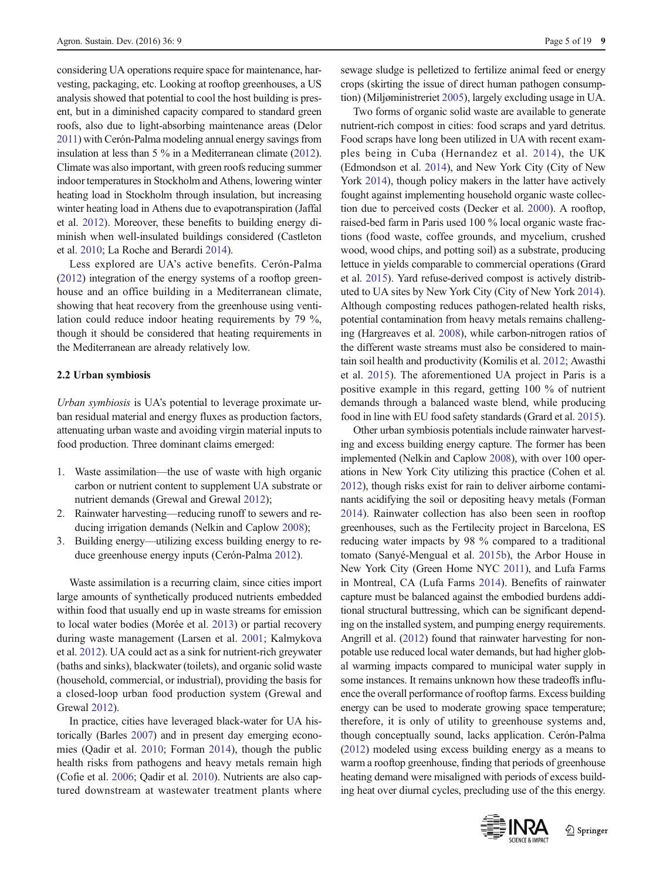considering UA operations require space for maintenance, harvesting, packaging, etc. Looking at rooftop greenhouses, a US analysis showed that potential to cool the host building is present, but in a diminished capacity compared to standard green roofs, also due to light-absorbing maintenance areas (Delor 2011) with Cerón-Palma modeling annual energy savings from insulation at less than 5 % in a Mediterranean climate (2012). Climate was also important, with green roofs reducing summer indoor temperatures in Stockholm and Athens, lowering winter heating load in Stockholm through insulation, but increasing winter heating load in Athens due to evapotranspiration (Jaffal et al. 2012). Moreover, these benefits to building energy diminish when well-insulated buildings considered (Castleton et al. 2010; La Roche and Berardi 2014).

Less explored are UA's active benefits. Cerón-Palma (2012) integration of the energy systems of a rooftop greenhouse and an office building in a Mediterranean climate, showing that heat recovery from the greenhouse using ventilation could reduce indoor heating requirements by 79 %, though it should be considered that heating requirements in the Mediterranean are already relatively low.

### 2.2 Urban symbiosis

*Urban symbiosis* is UA's potential to leverage proximate urban residual material and energy fluxes as production factors, attenuating urban waste and avoiding virgin material inputs to food production. Three dominant claims emerged:

1. Waste assimilation—the use of waste with high organic carbon or nutrient content to supplement UA substrate or nutrient demands (Grewal and Grewal 2012);
2. Rainwater harvesting—reducing runoff to sewers and reducing irrigation demands (Nelkin and Caplow 2008);
3. Building energy—utilizing excess building energy to reduce greenhouse energy inputs (Cerón-Palma 2012).

Waste assimilation is a recurring claim, since cities import large amounts of synthetically produced nutrients embedded within food that usually end up in waste streams for emission to local water bodies (Morée et al. 2013) or partial recovery during waste management (Larsen et al. 2001; Kalmykova et al. 2012). UA could act as a sink for nutrient-rich greywater (baths and sinks), blackwater (toilets), and organic solid waste (household, commercial, or industrial), providing the basis for a closed-loop urban food production system (Grewal and Grewal 2012).

In practice, cities have leveraged black-water for UA historically (Barles 2007) and in present day emerging economies (Qadir et al. 2010; Forman 2014), though the public health risks from pathogens and heavy metals remain high (Cofie et al. 2006; Qadir et al. 2010). Nutrients are also captured downstream at wastewater treatment plants where sewage sludge is pelletized to fertilize animal feed or energy crops (skirting the issue of direct human pathogen consumption) (Miljøministreriet 2005), largely excluding usage in UA.

Two forms of organic solid waste are available to generate nutrient-rich compost in cities: food scraps and yard detritus. Food scraps have long been utilized in UA with recent examples being in Cuba (Hernandez et al. 2014), the UK (Edmondson et al. 2014), and New York City (City of New York 2014), though policy makers in the latter have actively fought against implementing household organic waste collection due to perceived costs (Decker et al. 2000). A rooftop, raised-bed farm in Paris used 100 % local organic waste fractions (food waste, coffee grounds, and mycelium, crushed wood, wood chips, and potting soil) as a substrate, producing lettuce in yields comparable to commercial operations (Grard et al. 2015). Yard refuse-derived compost is actively distributed to UA sites by New York City (City of New York 2014). Although composting reduces pathogen-related health risks, potential contamination from heavy metals remains challenging (Hargreaves et al. 2008), while carbon-nitrogen ratios of the different waste streams must also be considered to maintain soil health and productivity (Komilis et al. 2012; Awasthi et al. 2015). The aforementioned UA project in Paris is a positive example in this regard, getting 100 % of nutrient demands through a balanced waste blend, while producing food in line with EU food safety standards (Grard et al. 2015).

Other urban symbiosis potentials include rainwater harvesting and excess building energy capture. The former has been implemented (Nelkin and Caplow 2008), with over 100 operations in New York City utilizing this practice (Cohen et al. 2012), though risks exist for rain to deliver airborne contaminants acidifying the soil or depositing heavy metals (Forman 2014). Rainwater collection has also been seen in rooftop greenhouses, such as the Fertilecity project in Barcelona, ES reducing water impacts by 98 % compared to a traditional tomato (Sanyé-Mengual et al. 2015b), the Arbor House in New York City (Green Home NYC 2011), and Lufa Farms in Montreal, CA (Lufa Farms 2014). Benefits of rainwater capture must be balanced against the embodied burdens additional structural buttressing, which can be significant depending on the installed system, and pumping energy requirements. Angrill et al. (2012) found that rainwater harvesting for non-potable use reduced local water demands, but had higher global warming impacts compared to municipal water supply in some instances. It remains unknown how these tradeoffs influence the overall performance of rooftop farms. Excess building energy can be used to moderate growing space temperature; therefore, it is only of utility to greenhouse systems and, though conceptually sound, lacks application. Cerón-Palma (2012) modeled using excess building energy as a means to warm a rooftop greenhouse, finding that periods of greenhouse heating demand were misaligned with periods of excess building heat over diurnal cycles, precluding use of the this energy.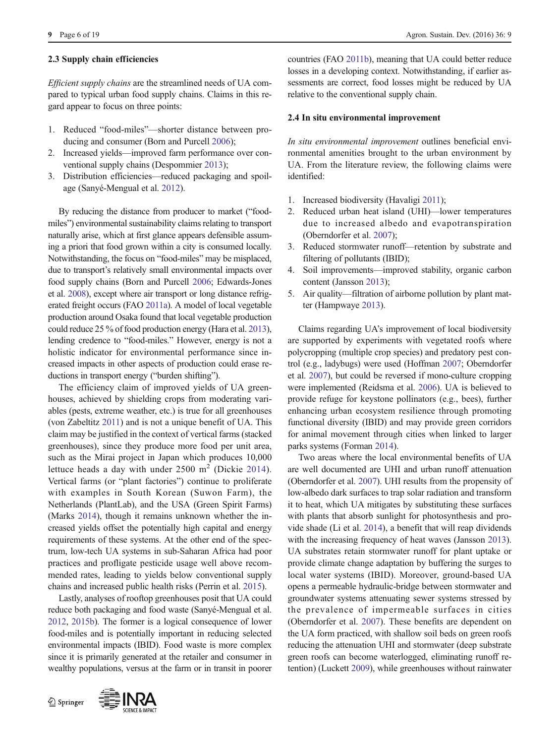### 2.3 Supply chain efficiencies

*Efficient supply chains* are the streamlined needs of UA compared to typical urban food supply chains. Claims in this regard appear to focus on three points:

1. Reduced "food-miles"—shorter distance between producing and consumer (Born and Purcell 2006);
2. Increased yields—improved farm performance over conventional supply chains (Despommier 2013);
3. Distribution efficiencies—reduced packaging and spoilage (Sanyé-Mengual et al. 2012).

By reducing the distance from producer to market ("food-miles") environmental sustainability claims relating to transport naturally arise, which at first glance appears defensible assuming a priori that food grown within a city is consumed locally. Notwithstanding, the focus on "food-miles" may be misplaced, due to transport's relatively small environmental impacts over food supply chains (Born and Purcell 2006; Edwards-Jones et al. 2008), except where air transport or long distance refrigerated freight occurs (FAO 2011a). A model of local vegetable production around Osaka found that local vegetable production could reduce 25 % of food production energy (Hara et al. 2013), lending credence to "food-miles." However, energy is not a holistic indicator for environmental performance since increased impacts in other aspects of production could erase reductions in transport energy ("burden shifting").

The efficiency claim of improved yields of UA greenhouses, achieved by shielding crops from moderating variables (pests, extreme weather, etc.) is true for all greenhouses (von Zabeltitz 2011) and is not a unique benefit of UA. This claim may be justified in the context of vertical farms (stacked greenhouses), since they produce more food per unit area, such as the Mirai project in Japan which produces 10,000 lettuce heads a day with under 2500 m$^2$ (Dickie 2014). Vertical farms (or "plant factories") continue to proliferate with examples in South Korean (Suwon Farm), the Netherlands (PlantLab), and the USA (Green Spirit Farms) (Marks 2014), though it remains unknown whether the increased yields offset the potentially high capital and energy requirements of these systems. At the other end of the spectrum, low-tech UA systems in sub-Saharan Africa had poor practices and profligate pesticide usage well above recommended rates, leading to yields below conventional supply chains and increased public health risks (Perrin et al. 2015).

Lastly, analyses of rooftop greenhouses posit that UA could reduce both packaging and food waste (Sanyé-Mengual et al. 2012, 2015b). The former is a logical consequence of lower food-miles and is potentially important in reducing selected environmental impacts (IBID). Food waste is more complex since it is primarily generated at the retailer and consumer in wealthy populations, versus at the farm or in transit in poorer countries (FAO 2011b), meaning that UA could better reduce losses in a developing context. Notwithstanding, if earlier assessments are correct, food losses might be reduced by UA relative to the conventional supply chain.

### 2.4 In situ environmental improvement

*In situ environmental improvement* outlines beneficial environmental amenities brought to the urban environment by UA. From the literature review, the following claims were identified:

1. Increased biodiversity (Havaligi 2011);
2. Reduced urban heat island (UHI)—lower temperatures due to increased albedo and evapotranspiration (Oberndorfer et al. 2007);
3. Reduced stormwater runoff—retention by substrate and filtering of pollutants (IBID);
4. Soil improvements—improved stability, organic carbon content (Jansson 2013);
5. Air quality—filtration of airborne pollution by plant matter (Hampwaye 2013).

Claims regarding UA's improvement of local biodiversity are supported by experiments with vegetated roofs where polycropping (multiple crop species) and predatory pest control (e.g., ladybugs) were used (Hoffman 2007; Oberndorfer et al. 2007), but could be reversed if mono-culture cropping were implemented (Reidsma et al. 2006). UA is believed to provide refuge for keystone pollinators (e.g., bees), further enhancing urban ecosystem resilience through promoting functional diversity (IBID) and may provide green corridors for animal movement through cities when linked to larger parks systems (Forman 2014).

Two areas where the local environmental benefits of UA are well documented are UHI and urban runoff attenuation (Oberndorfer et al. 2007). UHI results from the propensity of low-albedo dark surfaces to trap solar radiation and transform it to heat, which UA mitigates by substituting these surfaces with plants that absorb sunlight for photosynthesis and provide shade (Li et al. 2014), a benefit that will reap dividends with the increasing frequency of heat waves (Jansson 2013). UA substrates retain stormwater runoff for plant uptake or provide climate change adaptation by buffering the surges to local water systems (IBID). Moreover, ground-based UA opens a permeable hydraulic-bridge between stormwater and groundwater systems attenuating sewer systems stressed by the prevalence of impermeable surfaces in cities (Oberndorfer et al. 2007). These benefits are dependent on the UA form practiced, with shallow soil beds on green roofs reducing the attenuation UHI and stormwater (deep substrate green roofs can become waterlogged, eliminating runoff retention) (Luckett 2009), while greenhouses without rainwater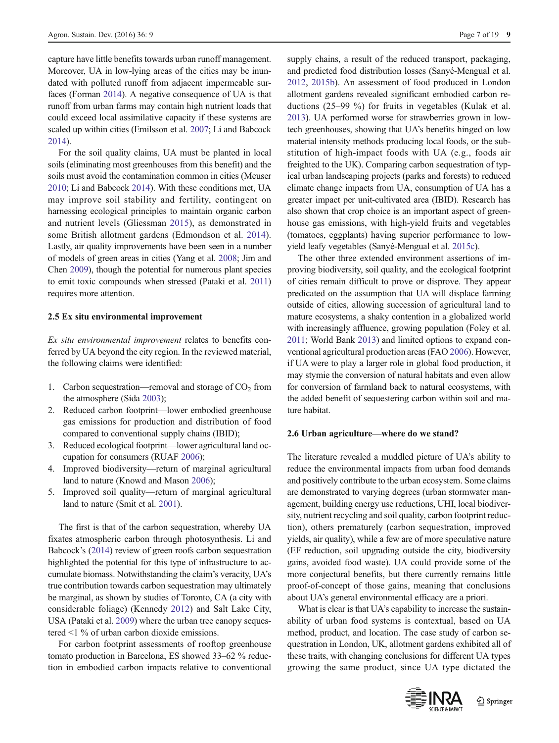capture have little benefits towards urban runoff management. Moreover, UA in low-lying areas of the cities may be inundated with polluted runoff from adjacent impermeable surfaces (Forman 2014). A negative consequence of UA is that runoff from urban farms may contain high nutrient loads that could exceed local assimilative capacity if these systems are scaled up within cities (Emilsson et al. 2007; Li and Babcock 2014).

For the soil quality claims, UA must be planted in local soils (eliminating most greenhouses from this benefit) and the soils must avoid the contamination common in cities (Meuser 2010; Li and Babcock 2014). With these conditions met, UA may improve soil stability and fertility, contingent on harnessing ecological principles to maintain organic carbon and nutrient levels (Gliessman 2015), as demonstrated in some British allotment gardens (Edmondson et al. 2014). Lastly, air quality improvements have been seen in a number of models of green areas in cities (Yang et al. 2008; Jim and Chen 2009), though the potential for numerous plant species to emit toxic compounds when stressed (Pataki et al. 2011) requires more attention.

### 2.5 Ex situ environmental improvement

*Ex situ environmental improvement* relates to benefits conferred by UA beyond the city region. In the reviewed material, the following claims were identified:

1. Carbon sequestration—removal and storage of $CO_2$ from the atmosphere (Sida 2003);
2. Reduced carbon footprint—lower embodied greenhouse gas emissions for production and distribution of food compared to conventional supply chains (IBID);
3. Reduced ecological footprint—lower agricultural land occupation for consumers (RUAF 2006);
4. Improved biodiversity—return of marginal agricultural land to nature (Knowd and Mason 2006);
5. Improved soil quality—return of marginal agricultural land to nature (Smit et al. 2001).

The first is that of the carbon sequestration, whereby UA fixates atmospheric carbon through photosynthesis. Li and Babcock's (2014) review of green roofs carbon sequestration highlighted the potential for this type of infrastructure to accumulate biomass. Notwithstanding the claim's veracity, UA's true contribution towards carbon sequestration may ultimately be marginal, as shown by studies of Toronto, CA (a city with considerable foliage) (Kennedy 2012) and Salt Lake City, USA (Pataki et al. 2009) where the urban tree canopy sequestered <1 % of urban carbon dioxide emissions.

For carbon footprint assessments of rooftop greenhouse tomato production in Barcelona, ES showed 33–62 % reduction in embodied carbon impacts relative to conventional supply chains, a result of the reduced transport, packaging, and predicted food distribution losses (Sanyé-Mengual et al. 2012, 2015b). An assessment of food produced in London allotment gardens revealed significant embodied carbon reductions (25–99 %) for fruits in vegetables (Kulak et al. 2013). UA performed worse for strawberries grown in low-tech greenhouses, showing that UA's benefits hinged on low material intensity methods producing local foods, or the substitution of high-impact foods with UA (e.g., foods air freighted to the UK). Comparing carbon sequestration of typical urban landscaping projects (parks and forests) to reduced climate change impacts from UA, consumption of UA has a greater impact per unit-cultivated area (IBID). Research has also shown that crop choice is an important aspect of greenhouse gas emissions, with high-yield fruits and vegetables (tomatoes, eggplants) having superior performance to low-yield leafy vegetables (Sanyé-Mengual et al. 2015c).

The other three extended environment assertions of improving biodiversity, soil quality, and the ecological footprint of cities remain difficult to prove or disprove. They appear predicated on the assumption that UA will displace farming outside of cities, allowing succession of agricultural land to mature ecosystems, a shaky contention in a globalized world with increasingly affluence, growing population (Foley et al. 2011; World Bank 2013) and limited options to expand conventional agricultural production areas (FAO 2006). However, if UA were to play a larger role in global food production, it may stymie the conversion of natural habitats and even allow for conversion of farmland back to natural ecosystems, with the added benefit of sequestering carbon within soil and mature habitat.

### 2.6 Urban agriculture—where do we stand?

The literature revealed a muddled picture of UA's ability to reduce the environmental impacts from urban food demands and positively contribute to the urban ecosystem. Some claims are demonstrated to varying degrees (urban stormwater management, building energy use reductions, UHI, local biodiversity, nutrient recycling and soil quality, carbon footprint reduction), others prematurely (carbon sequestration, improved yields, air quality), while a few are of more speculative nature (EF reduction, soil upgrading outside the city, biodiversity gains, avoided food waste). UA could provide some of the more conjectural benefits, but there currently remains little proof-of-concept of those gains, meaning that conclusions about UA's general environmental efficacy are a priori.

What is clear is that UA's capability to increase the sustainability of urban food systems is contextual, based on UA method, product, and location. The case study of carbon sequestration in London, UK, allotment gardens exhibited all of these traits, with changing conclusions for different UA types growing the same product, since UA type dictated the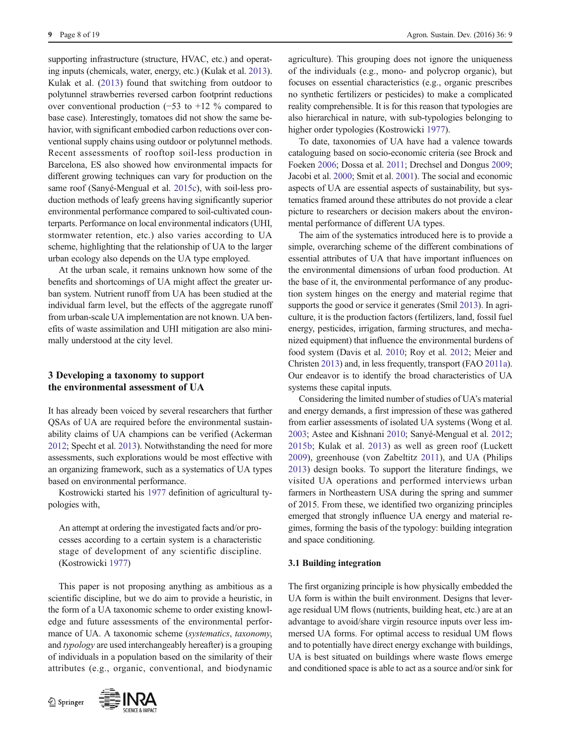supporting infrastructure (structure, HVAC, etc.) and operating inputs (chemicals, water, energy, etc.) (Kulak et al. 2013). Kulak et al. (2013) found that switching from outdoor to polytunnel strawberries reversed carbon footprint reductions over conventional production (−53 to +12 % compared to base case). Interestingly, tomatoes did not show the same behavior, with significant embodied carbon reductions over conventional supply chains using outdoor or polytunnel methods. Recent assessments of rooftop soil-less production in Barcelona, ES also showed how environmental impacts for different growing techniques can vary for production on the same roof (Sanyé-Mengual et al. 2015c), with soil-less production methods of leafy greens having significantly superior environmental performance compared to soil-cultivated counterparts. Performance on local environmental indicators (UHI, stormwater retention, etc.) also varies according to UA scheme, highlighting that the relationship of UA to the larger urban ecology also depends on the UA type employed.

At the urban scale, it remains unknown how some of the benefits and shortcomings of UA might affect the greater urban system. Nutrient runoff from UA has been studied at the individual farm level, but the effects of the aggregate runoff from urban-scale UA implementation are not known. UA benefits of waste assimilation and UHI mitigation are also minimally understood at the city level.

## 3 Developing a taxonomy to support the environmental assessment of UA

It has already been voiced by several researchers that further QSAs of UA are required before the environmental sustainability claims of UA champions can be verified (Ackerman 2012; Specht et al. 2013). Notwithstanding the need for more assessments, such explorations would be most effective with an organizing framework, such as a systematics of UA types based on environmental performance.

Kostrowicki started his 1977 definition of agricultural typologies with,

> An attempt at ordering the investigated facts and/or processes according to a certain system is a characteristic stage of development of any scientific discipline. (Kostrowicki 1977)

This paper is not proposing anything as ambitious as a scientific discipline, but we do aim to provide a heuristic, in the form of a UA taxonomic scheme to order existing knowledge and future assessments of the environmental performance of UA. A taxonomic scheme (*systematics*, *taxonomy*, and *typology* are used interchangeably hereafter) is a grouping of individuals in a population based on the similarity of their attributes (e.g., organic, conventional, and biodynamic agriculture). This grouping does not ignore the uniqueness of the individuals (e.g., mono- and polycrop organic), but focuses on essential characteristics (e.g., organic prescribes no synthetic fertilizers or pesticides) to make a complicated reality comprehensible. It is for this reason that typologies are also hierarchical in nature, with sub-typologies belonging to higher order typologies (Kostrowicki 1977).

To date, taxonomies of UA have had a valence towards cataloguing based on socio-economic criteria (see Brock and Foeken 2006; Dossa et al. 2011; Drechsel and Dongus 2009; Jacobi et al. 2000; Smit et al. 2001). The social and economic aspects of UA are essential aspects of sustainability, but systematics framed around these attributes do not provide a clear picture to researchers or decision makers about the environmental performance of different UA types.

The aim of the systematics introduced here is to provide a simple, overarching scheme of the different combinations of essential attributes of UA that have important influences on the environmental dimensions of urban food production. At the base of it, the environmental performance of any production system hinges on the energy and material regime that supports the good or service it generates (Smil 2013). In agriculture, it is the production factors (fertilizers, land, fossil fuel energy, pesticides, irrigation, farming structures, and mechanized equipment) that influence the environmental burdens of food system (Davis et al. 2010; Roy et al. 2012; Meier and Christen 2013) and, in less frequently, transport (FAO 2011a). Our endeavor is to identify the broad characteristics of UA systems these capital inputs.

Considering the limited number of studies of UA's material and energy demands, a first impression of these was gathered from earlier assessments of isolated UA systems (Wong et al. 2003; Astee and Kishnani 2010; Sanyé-Mengual et al. 2012; 2015b; Kulak et al. 2013) as well as green roof (Luckett 2009), greenhouse (von Zabeltitz 2011), and UA (Philips 2013) design books. To support the literature findings, we visited UA operations and performed interviews urban farmers in Northeastern USA during the spring and summer of 2015. From these, we identified two organizing principles emerged that strongly influence UA energy and material regimes, forming the basis of the typology: building integration and space conditioning.

### 3.1 Building integration

The first organizing principle is how physically embedded the UA form is within the built environment. Designs that leverage residual UM flows (nutrients, building heat, etc.) are at an advantage to avoid/share virgin resource inputs over less immersed UA forms. For optimal access to residual UM flows and to potentially have direct energy exchange with buildings, UA is best situated on buildings where waste flows emerge and conditioned space is able to act as a source and/or sink for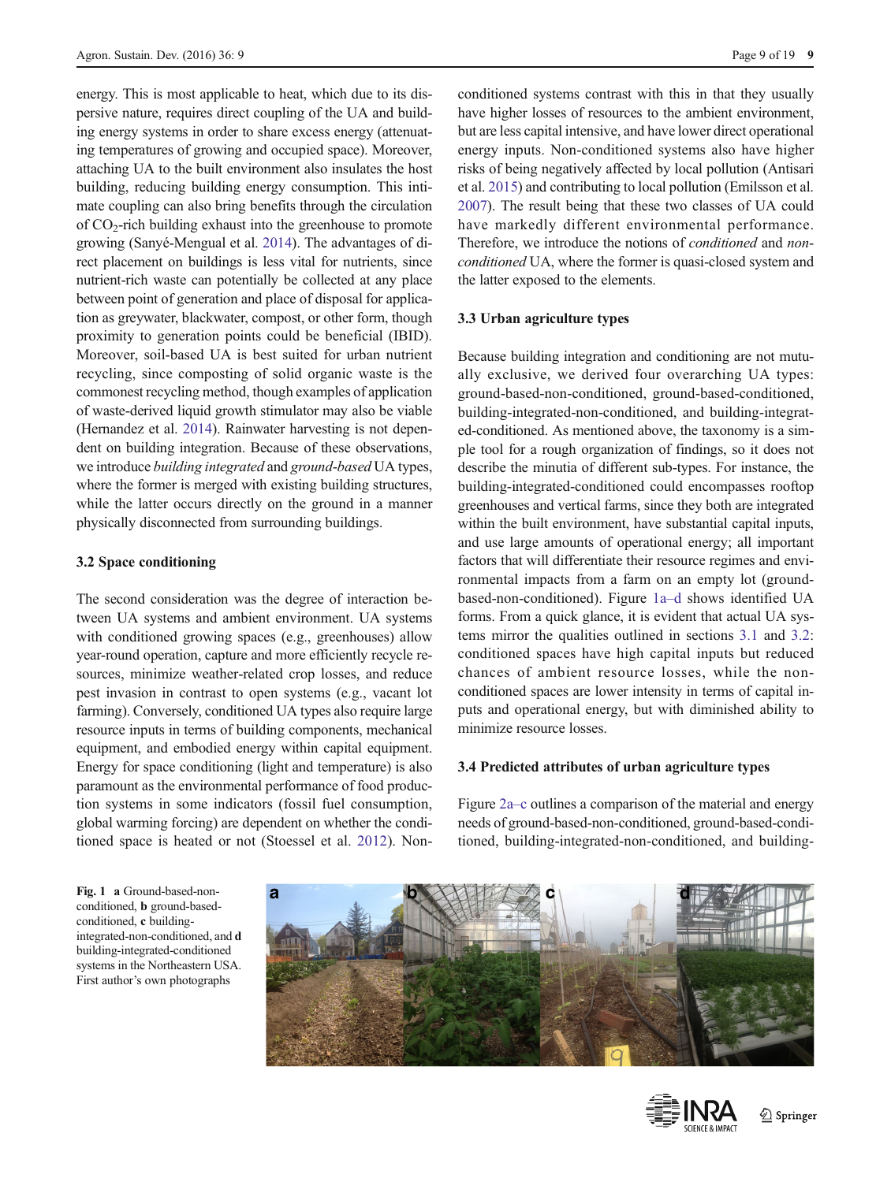energy. This is most applicable to heat, which due to its dispersive nature, requires direct coupling of the UA and building energy systems in order to share excess energy (attenuating temperatures of growing and occupied space). Moreover, attaching UA to the built environment also insulates the host building, reducing building energy consumption. This intimate coupling can also bring benefits through the circulation of $CO_2$-rich building exhaust into the greenhouse to promote growing (Sanyé-Mengual et al. 2014). The advantages of direct placement on buildings is less vital for nutrients, since nutrient-rich waste can potentially be collected at any place between point of generation and place of disposal for application as greywater, blackwater, compost, or other form, though proximity to generation points could be beneficial (IBID). Moreover, soil-based UA is best suited for urban nutrient recycling, since composting of solid organic waste is the commonest recycling method, though examples of application of waste-derived liquid growth stimulator may also be viable (Hernandez et al. 2014). Rainwater harvesting is not dependent on building integration. Because of these observations, we introduce *building integrated* and *ground-based* UA types, where the former is merged with existing building structures, while the latter occurs directly on the ground in a manner physically disconnected from surrounding buildings.

### 3.2 Space conditioning

The second consideration was the degree of interaction between UA systems and ambient environment. UA systems with conditioned growing spaces (e.g., greenhouses) allow year-round operation, capture and more efficiently recycle resources, minimize weather-related crop losses, and reduce pest invasion in contrast to open systems (e.g., vacant lot farming). Conversely, conditioned UA types also require large resource inputs in terms of building components, mechanical equipment, and embodied energy within capital equipment. Energy for space conditioning (light and temperature) is also paramount as the environmental performance of food production systems in some indicators (fossil fuel consumption, global warming forcing) are dependent on whether the conditioned space is heated or not (Stoessel et al. 2012). Non-conditioned systems contrast with this in that they usually have higher losses of resources to the ambient environment, but are less capital intensive, and have lower direct operational energy inputs. Non-conditioned systems also have higher risks of being negatively affected by local pollution (Antisari et al. 2015) and contributing to local pollution (Emilsson et al. 2007). The result being that these two classes of UA could have markedly different environmental performance. Therefore, we introduce the notions of *conditioned* and *non-conditioned* UA, where the former is quasi-closed system and the latter exposed to the elements.

### 3.3 Urban agriculture types

Because building integration and conditioning are not mutually exclusive, we derived four overarching UA types: ground-based-non-conditioned, ground-based-conditioned, building-integrated-non-conditioned, and building-integrated-conditioned. As mentioned above, the taxonomy is a simple tool for a rough organization of findings, so it does not describe the minutia of different sub-types. For instance, the building-integrated-conditioned could encompasses rooftop greenhouses and vertical farms, since they both are integrated within the built environment, have substantial capital inputs, and use large amounts of operational energy; all important factors that will differentiate their resource regimes and environmental impacts from a farm on an empty lot (ground-based-non-conditioned). Figure 1a–d shows identified UA forms. From a quick glance, it is evident that actual UA systems mirror the qualities outlined in sections 3.1 and 3.2: conditioned spaces have high capital inputs but reduced chances of ambient resource losses, while the non-conditioned spaces are lower intensity in terms of capital inputs and operational energy, but with diminished ability to minimize resource losses.

### 3.4 Predicted attributes of urban agriculture types

Figure 2a–c outlines a comparison of the material and energy needs of ground-based-non-conditioned, ground-based-conditioned, building-integrated-non-conditioned, and building-

**Fig. 1** **a** Ground-based-non-conditioned, **b** ground-based-conditioned, **c** building-integrated-non-conditioned, and **d** building-integrated-conditioned systems in the Northeastern USA. First author's own photographs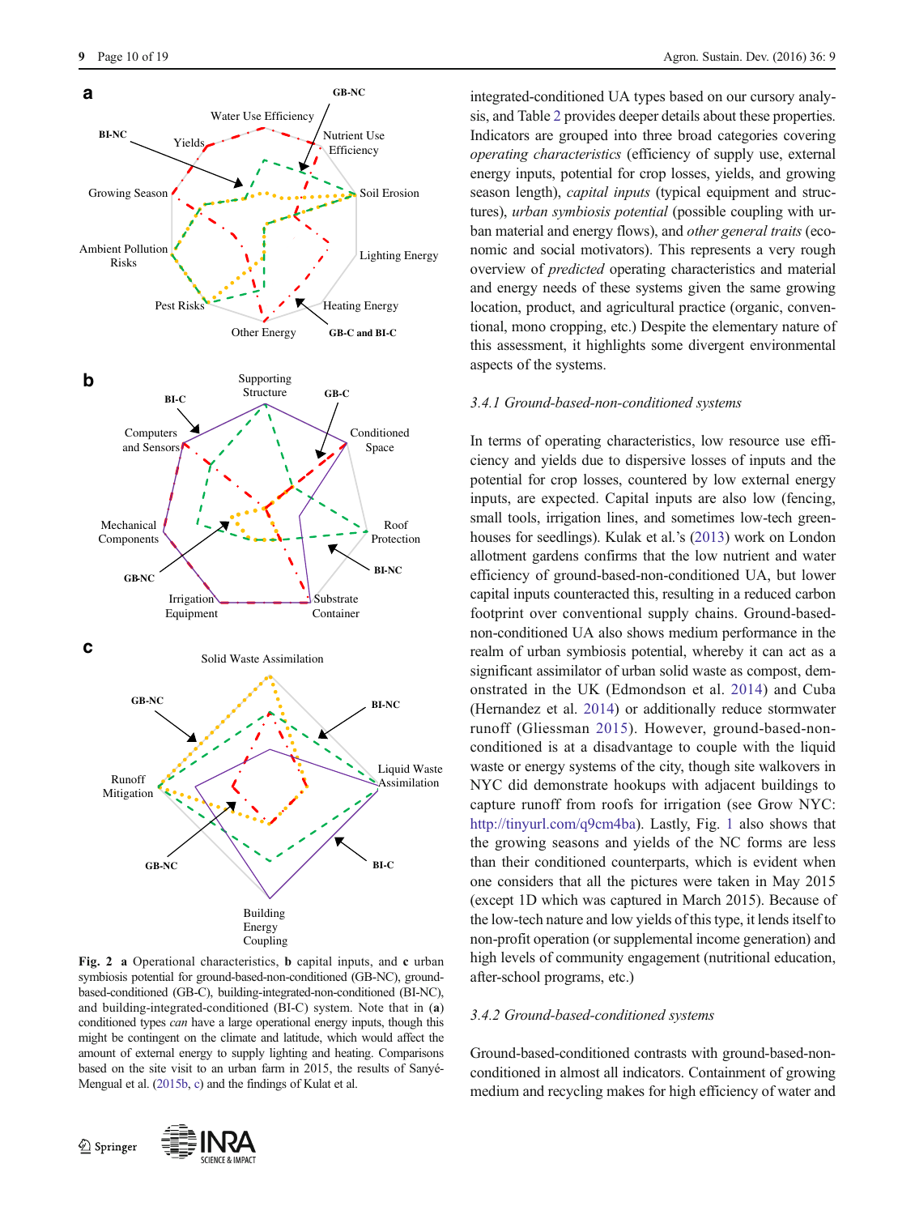**Fig. 2** **a** Operational characteristics, **b** capital inputs, and **c** urban symbiosis potential for ground-based-non-conditioned (GB-NC), ground-based-conditioned (GB-C), building-integrated-non-conditioned (BI-NC), and building-integrated-conditioned (BI-C) system. Note that in (**a**) conditioned types *can* have a large operational energy inputs, though this might be contingent on the climate and latitude, which would affect the amount of external energy to supply lighting and heating. Comparisons based on the site visit to an urban farm in 2015, the results of Sanyé-Mengual et al. (2015b, c) and the findings of Kulat et al.

integrated-conditioned UA types based on our cursory analysis, and Table 2 provides deeper details about these properties. Indicators are grouped into three broad categories covering *operating characteristics* (efficiency of supply use, external energy inputs, potential for crop losses, yields, and growing season length), *capital inputs* (typical equipment and structures), *urban symbiosis potential* (possible coupling with urban material and energy flows), and *other general traits* (economic and social motivators). This represents a very rough overview of *predicted* operating characteristics and material and energy needs of these systems given the same growing location, product, and agricultural practice (organic, conventional, mono cropping, etc.) Despite the elementary nature of this assessment, it highlights some divergent environmental aspects of the systems.

### 3.4.1 Ground-based-non-conditioned systems

In terms of operating characteristics, low resource use efficiency and yields due to dispersive losses of inputs and the potential for crop losses, countered by low external energy inputs, are expected. Capital inputs are also low (fencing, small tools, irrigation lines, and sometimes low-tech greenhouses for seedlings). Kulak et al.'s (2013) work on London allotment gardens confirms that the low nutrient and water efficiency of ground-based-non-conditioned UA, but lower capital inputs counteracted this, resulting in a reduced carbon footprint over conventional supply chains. Ground-based-non-conditioned UA also shows medium performance in the realm of urban symbiosis potential, whereby it can act as a significant assimilator of urban solid waste as compost, demonstrated in the UK (Edmondson et al. 2014) and Cuba (Hernandez et al. 2014) or additionally reduce stormwater runoff (Gliessman 2015). However, ground-based-non-conditioned is at a disadvantage to couple with the liquid waste or energy systems of the city, though site walkovers in NYC did demonstrate hookups with adjacent buildings to capture runoff from roofs for irrigation (see Grow NYC: http://tinyurl.com/q9cm4ba). Lastly, Fig. 1 also shows that the growing seasons and yields of the NC forms are less than their conditioned counterparts, which is evident when one considers that all the pictures were taken in May 2015 (except 1D which was captured in March 2015). Because of the low-tech nature and low yields of this type, it lends itself to non-profit operation (or supplemental income generation) and high levels of community engagement (nutritional education, after-school programs, etc.)

### 3.4.2 Ground-based-conditioned systems

Ground-based-conditioned contrasts with ground-based-non-conditioned in almost all indicators. Containment of growing medium and recycling makes for high efficiency of water and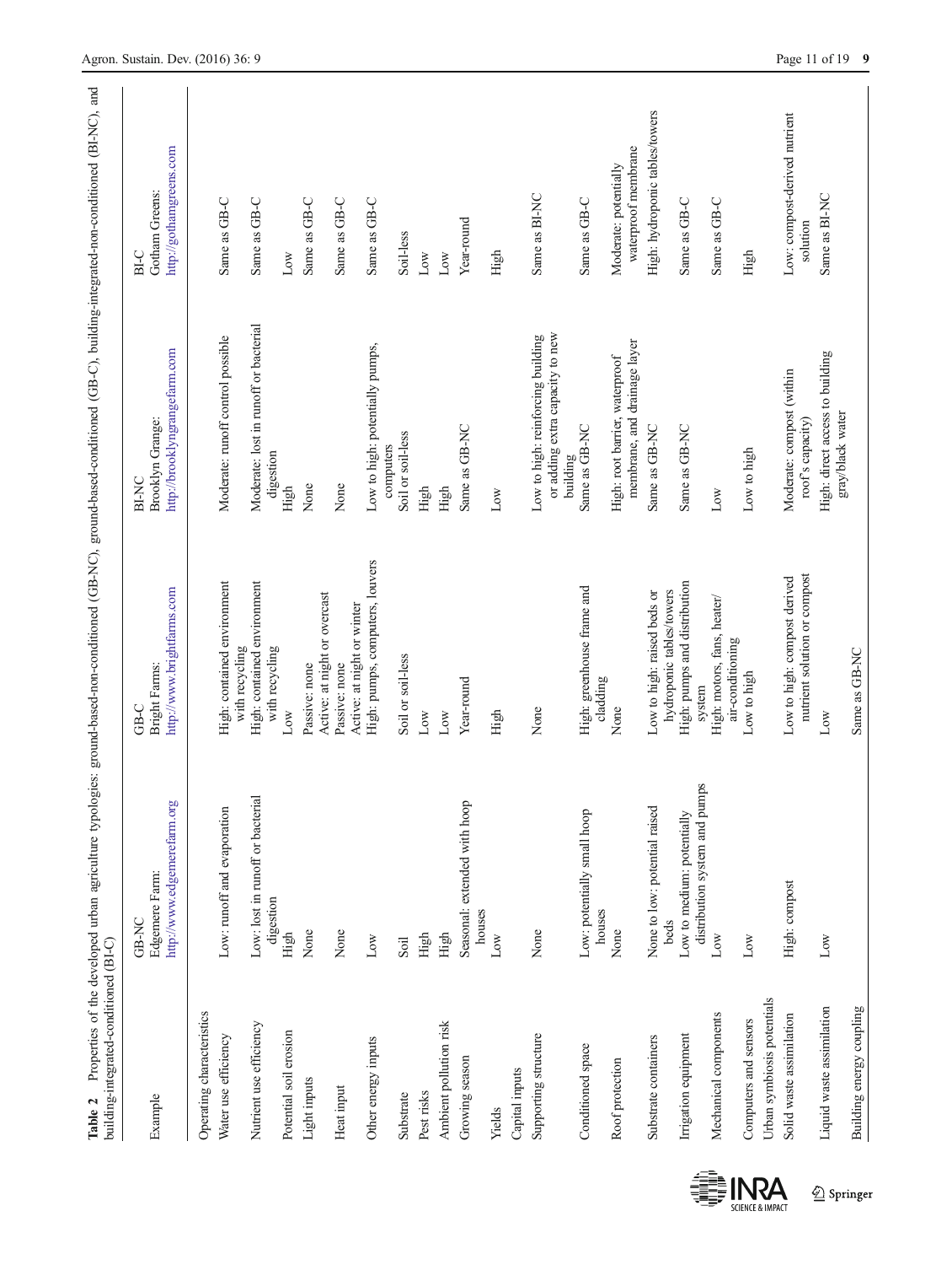**Table 2** Properties of the developed urban agriculture typologies: ground-based-non-conditioned (GB-NC), ground-based-conditioned (GB-C), building-integrated-non-conditioned (BI-NC), and building-integrated-conditioned (BI-C)

| Example | GB-NC<br>Edgemere Farm:<br>http://www.edgemerefarm.org | GB-C<br>Bright Farms:<br>http://www.brightfarms.com | BI-NC<br>Brooklyn Grange:<br>http://brooklyngrangefarm.com | BI-C<br>Gotham Greens:<br>http://gothamgreens.com |
|---|---|---|---|---|
| Operating characteristics | | | | |
| Water use efficiency | Low: runoff and evaporation | High: contained environment with recycling | Moderate: runoff control possible | Same as GB-C |
| Nutrient use efficiency | Low: lost in runoff or bacterial digestion | High: contained environment with recycling | Moderate: lost in runoff or bacterial digestion | Same as GB-C |
| Potential soil erosion | High | Low | High | Low |
| Light inputs | None | Passive: none<br>Active: at night or overcast | None | Same as GB-C |
| Heat input | None | Passive: none<br>Active: at night or winter | None | Same as GB-C |
| Other energy inputs | Low | High: pumps, computers, louvers | Low to high: potentially pumps, computers | Same as GB-C |
| Substrate | Soil | Soil or soil-less | Soil or soil-less | Soil-less |
| Pest risks | High | Low | High | Low |
| Ambient pollution risk | High | Low | High | Low |
| Growing season | Seasonal: extended with hoop houses | Year-round | Same as GB-NC | Year-round |
| Yields | Low | High | Low | High |
| Capital inputs | | | | |
| Supporting structure | None | None | Low to high: reinforcing building or adding extra capacity to new building | Same as BI-NC |
| Conditioned space | Low: potentially small hoop houses | High: greenhouse frame and cladding | Same as GB-NC | Same as GB-C |
| Roof protection | None | None | High: root barrier, waterproof membrane, and drainage layer | Moderate: potentially waterproof membrane |
| Substrate containers | None to low: potential raised beds | Low to high: raised beds or hydroponic tables/towers | Same as GB-NC | High: hydroponic tables/towers |
| Irrigation equipment | Low to medium: potentially distribution system and pumps | High: pumps and distribution system | Same as GB-NC | Same as GB-C |
| Mechanical components | Low | High: motors, fans, heater/air-conditioning | Low | Same as GB-C |
| Computers and sensors | Low | Low to high | Low to high | High |
| Urban symbiosis potentials | | | | |
| Solid waste assimilation | High: compost | Low to high: compost derived nutrient solution or compost | Moderate: compost (within roof's capacity) | Low: compost-derived nutrient solution |
| Liquid waste assimilation | Low | Low | High: direct access to building gray/black water | Same as BI-NC |
| Building energy coupling | | Same as GB-NC | | |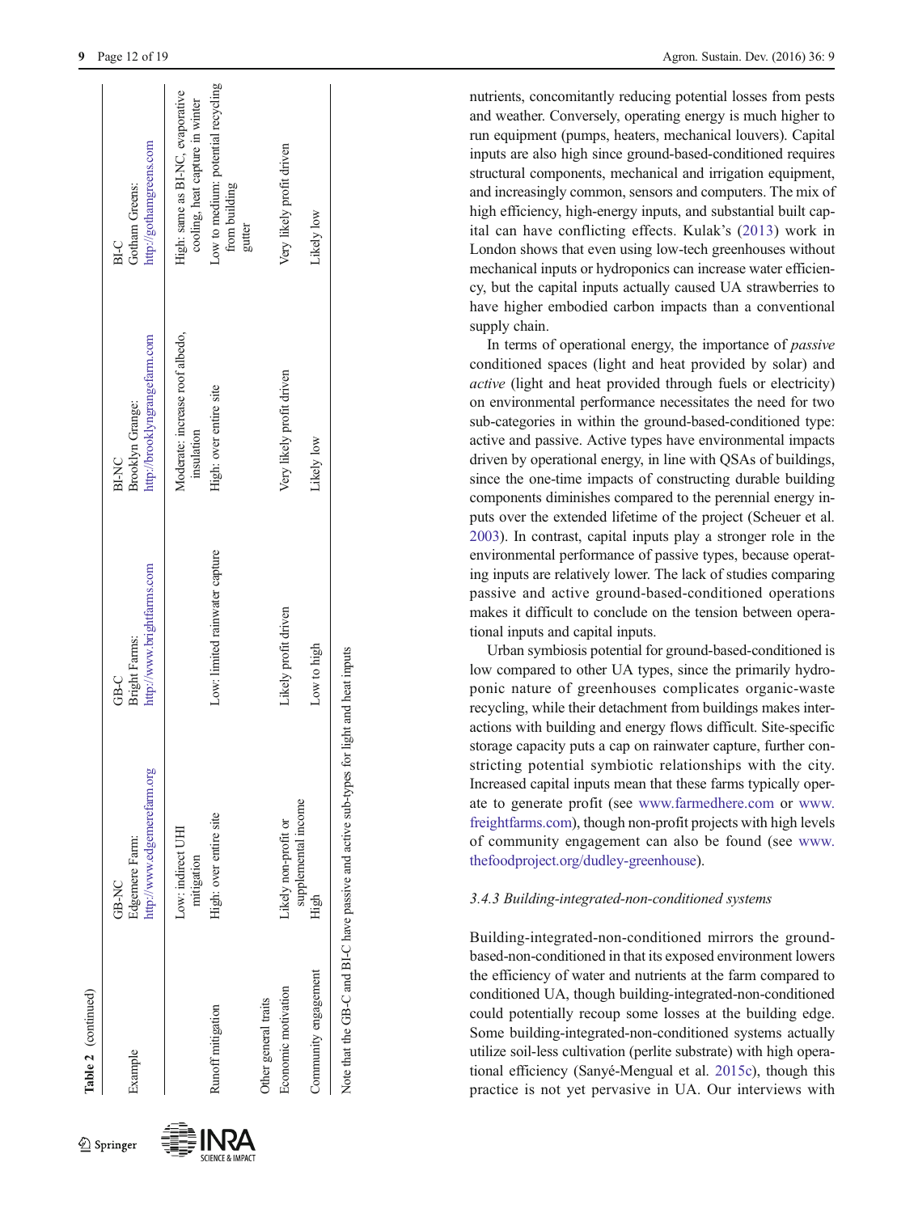**Table 2** (continued)

| Example | GB-NC<br>Edgemere Farm:<br>http://www.edgemerefarm.org | GB-C<br>Bright Farms:<br>http://www.brightfarms.com | BI-NC<br>Brooklyn Grange:<br>http://brooklyngrangefarm.com | BI-C<br>Gotham Greens:<br>http://gothamgreens.com |
|---|---|---|---|---|
| | Low: indirect UHI mitigation | | Moderate: increase roof albedo, insulation | High: same as BI-NC, evaporative cooling, heat capture in winter |
| Runoff mitigation | High: over entire site | Low: limited rainwater capture | High: over entire site | Low to medium: potential recycling from building gutter |
| Other general traits | | | | |
| Economic motivation | Likely non-profit or supplemental income | Likely profit driven | Very likely profit driven | Very likely profit driven |
| Community engagement | High | Low to high | Likely low | Likely low |

Note that the GB-C and BI-C have passive and active sub-types for light and heat inputs

nutrients, concomitantly reducing potential losses from pests and weather. Conversely, operating energy is much higher to run equipment (pumps, heaters, mechanical louvers). Capital inputs are also high since ground-based-conditioned requires structural components, mechanical and irrigation equipment, and increasingly common, sensors and computers. The mix of high efficiency, high-energy inputs, and substantial built capital can have conflicting effects. Kulak's (2013) work in London shows that even using low-tech greenhouses without mechanical inputs or hydroponics can increase water efficiency, but the capital inputs actually caused UA strawberries to have higher embodied carbon impacts than a conventional supply chain.

In terms of operational energy, the importance of *passive* conditioned spaces (light and heat provided by solar) and *active* (light and heat provided through fuels or electricity) on environmental performance necessitates the need for two sub-categories in within the ground-based-conditioned type: active and passive. Active types have environmental impacts driven by operational energy, in line with QSAs of buildings, since the one-time impacts of constructing durable building components diminishes compared to the perennial energy inputs over the extended lifetime of the project (Scheuer et al. 2003). In contrast, capital inputs play a stronger role in the environmental performance of passive types, because operating inputs are relatively lower. The lack of studies comparing passive and active ground-based-conditioned operations makes it difficult to conclude on the tension between operational inputs and capital inputs.

Urban symbiosis potential for ground-based-conditioned is low compared to other UA types, since the primarily hydroponic nature of greenhouses complicates organic-waste recycling, while their detachment from buildings makes interactions with building and energy flows difficult. Site-specific storage capacity puts a cap on rainwater capture, further constricting potential symbiotic relationships with the city. Increased capital inputs mean that these farms typically operate to generate profit (see www.farmedhere.com or www.freightfarms.com), though non-profit projects with high levels of community engagement can also be found (see www.thefoodproject.org/dudley-greenhouse).

### 3.4.3 Building-integrated-non-conditioned systems

Building-integrated-non-conditioned mirrors the ground-based-non-conditioned in that its exposed environment lowers the efficiency of water and nutrients at the farm compared to conditioned UA, though building-integrated-non-conditioned could potentially recoup some losses at the building edge. Some building-integrated-non-conditioned systems actually utilize soil-less cultivation (perlite substrate) with high operational efficiency (Sanyé-Mengual et al. 2015c), though this practice is not yet pervasive in UA. Our interviews with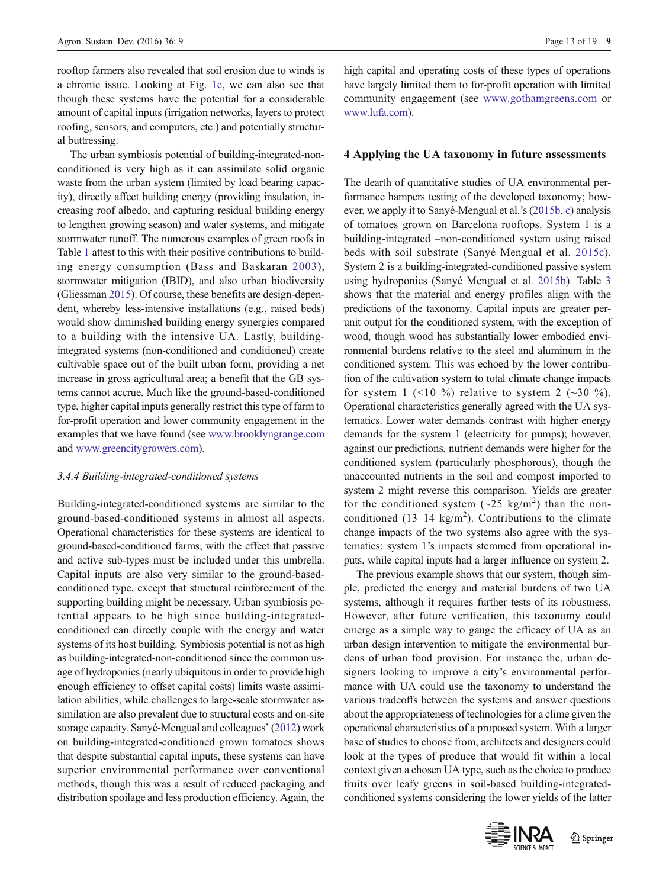rooftop farmers also revealed that soil erosion due to winds is a chronic issue. Looking at Fig. 1c, we can also see that though these systems have the potential for a considerable amount of capital inputs (irrigation networks, layers to protect roofing, sensors, and computers, etc.) and potentially structural buttressing.

The urban symbiosis potential of building-integrated-non-conditioned is very high as it can assimilate solid organic waste from the urban system (limited by load bearing capacity), directly affect building energy (providing insulation, increasing roof albedo, and capturing residual building energy to lengthen growing season) and water systems, and mitigate stormwater runoff. The numerous examples of green roofs in Table 1 attest to this with their positive contributions to building energy consumption (Bass and Baskaran 2003), stormwater mitigation (IBID), and also urban biodiversity (Gliessman 2015). Of course, these benefits are design-dependent, whereby less-intensive installations (e.g., raised beds) would show diminished building energy synergies compared to a building with the intensive UA. Lastly, building-integrated systems (non-conditioned and conditioned) create cultivable space out of the built urban form, providing a net increase in gross agricultural area; a benefit that the GB systems cannot accrue. Much like the ground-based-conditioned type, higher capital inputs generally restrict this type of farm to for-profit operation and lower community engagement in the examples that we have found (see www.brooklyngrange.com and www.greencitygrowers.com).

#### 3.4.4 Building-integrated-conditioned systems

Building-integrated-conditioned systems are similar to the ground-based-conditioned systems in almost all aspects. Operational characteristics for these systems are identical to ground-based-conditioned farms, with the effect that passive and active sub-types must be included under this umbrella. Capital inputs are also very similar to the ground-based-conditioned type, except that structural reinforcement of the supporting building might be necessary. Urban symbiosis potential appears to be high since building-integrated-conditioned can directly couple with the energy and water systems of its host building. Symbiosis potential is not as high as building-integrated-non-conditioned since the common usage of hydroponics (nearly ubiquitous in order to provide high enough efficiency to offset capital costs) limits waste assimilation abilities, while challenges to large-scale stormwater assimilation are also prevalent due to structural costs and on-site storage capacity. Sanyé-Mengual and colleagues' (2012) work on building-integrated-conditioned grown tomatoes shows that despite substantial capital inputs, these systems can have superior environmental performance over conventional methods, though this was a result of reduced packaging and distribution spoilage and less production efficiency. Again, the high capital and operating costs of these types of operations have largely limited them to for-profit operation with limited community engagement (see www.gothamgreens.com or www.lufa.com).

## 4 Applying the UA taxonomy in future assessments

The dearth of quantitative studies of UA environmental performance hampers testing of the developed taxonomy; however, we apply it to Sanyé-Mengual et al.'s (2015b, c) analysis of tomatoes grown on Barcelona rooftops. System 1 is a building-integrated –non-conditioned system using raised beds with soil substrate (Sanyé Mengual et al. 2015c). System 2 is a building-integrated-conditioned passive system using hydroponics (Sanyé Mengual et al. 2015b). Table 3 shows that the material and energy profiles align with the predictions of the taxonomy. Capital inputs are greater per-unit output for the conditioned system, with the exception of wood, though wood has substantially lower embodied environmental burdens relative to the steel and aluminum in the conditioned system. This was echoed by the lower contribution of the cultivation system to total climate change impacts for system 1 (<10 %) relative to system 2 (~30 %). Operational characteristics generally agreed with the UA systematics. Lower water demands contrast with higher energy demands for the system 1 (electricity for pumps); however, against our predictions, nutrient demands were higher for the conditioned system (particularly phosphorous), though the unaccounted nutrients in the soil and compost imported to system 2 might reverse this comparison. Yields are greater for the conditioned system (~25 kg/m$^2$) than the non-conditioned (13–14 kg/m$^2$). Contributions to the climate change impacts of the two systems also agree with the systematics: system 1's impacts stemmed from operational inputs, while capital inputs had a larger influence on system 2.

The previous example shows that our system, though simple, predicted the energy and material burdens of two UA systems, although it requires further tests of its robustness. However, after future verification, this taxonomy could emerge as a simple way to gauge the efficacy of UA as an urban design intervention to mitigate the environmental burdens of urban food provision. For instance the, urban designers looking to improve a city's environmental performance with UA could use the taxonomy to understand the various tradeoffs between the systems and answer questions about the appropriateness of technologies for a clime given the operational characteristics of a proposed system. With a larger base of studies to choose from, architects and designers could look at the types of produce that would fit within a local context given a chosen UA type, such as the choice to produce fruits over leafy greens in soil-based building-integrated-conditioned systems considering the lower yields of the latter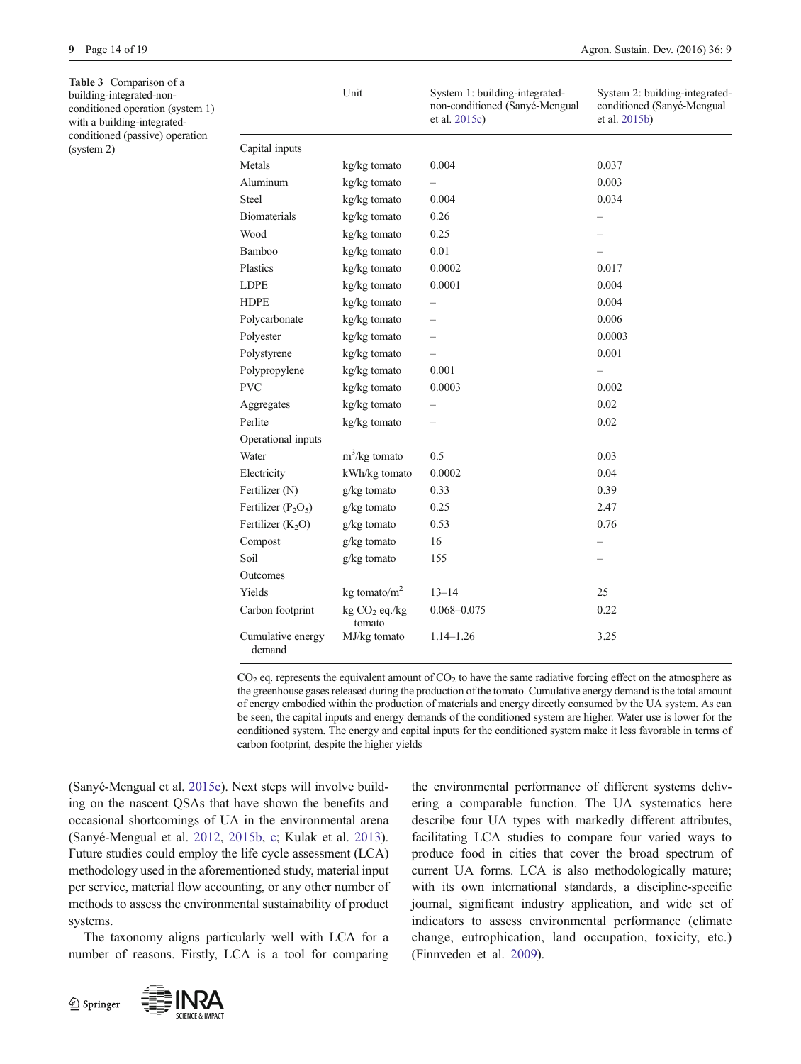**Table 3** Comparison of a building-integrated-non-conditioned operation (system 1) with a building-integrated-conditioned (passive) operation (system 2)

| | Unit | System 1: building-integrated-non-conditioned (Sanyé-Mengual et al. 2015c) | System 2: building-integrated-conditioned (Sanyé-Mengual et al. 2015b) |
|---|---|---|---|
| Capital inputs | | | |
| Metals | kg/kg tomato | 0.004 | 0.037 |
| Aluminum | kg/kg tomato | – | 0.003 |
| Steel | kg/kg tomato | 0.004 | 0.034 |
| Biomaterials | kg/kg tomato | 0.26 | – |
| Wood | kg/kg tomato | 0.25 | – |
| Bamboo | kg/kg tomato | 0.01 | – |
| Plastics | kg/kg tomato | 0.0002 | 0.017 |
| LDPE | kg/kg tomato | 0.0001 | 0.004 |
| HDPE | kg/kg tomato | – | 0.004 |
| Polycarbonate | kg/kg tomato | – | 0.006 |
| Polyester | kg/kg tomato | – | 0.0003 |
| Polystyrene | kg/kg tomato | – | 0.001 |
| Polypropylene | kg/kg tomato | 0.001 | – |
| PVC | kg/kg tomato | 0.0003 | 0.002 |
| Aggregates | kg/kg tomato | – | 0.02 |
| Perlite | kg/kg tomato | – | 0.02 |
| Operational inputs | | | |
| Water | $m^3$/kg tomato | 0.5 | 0.03 |
| Electricity | kWh/kg tomato | 0.0002 | 0.04 |
| Fertilizer (N) | g/kg tomato | 0.33 | 0.39 |
| Fertilizer ($P_2O_5$) | g/kg tomato | 0.25 | 2.47 |
| Fertilizer ($K_2O$) | g/kg tomato | 0.53 | 0.76 |
| Compost | g/kg tomato | 16 | – |
| Soil | g/kg tomato | 155 | – |
| Outcomes | | | |
| Yields | kg tomato/$m^2$ | 13–14 | 25 |
| Carbon footprint | kg $CO_2$ eq./kg tomato | 0.068–0.075 | 0.22 |
| Cumulative energy demand | MJ/kg tomato | 1.14–1.26 | 3.25 |

$CO_2$ eq. represents the equivalent amount of $CO_2$ to have the same radiative forcing effect on the atmosphere as the greenhouse gases released during the production of the tomato. Cumulative energy demand is the total amount of energy embodied within the production of materials and energy directly consumed by the UA system. As can be seen, the capital inputs and energy demands of the conditioned system are higher. Water use is lower for the conditioned system. The energy and capital inputs for the conditioned system make it less favorable in terms of carbon footprint, despite the higher yields

(Sanyé-Mengual et al. 2015c). Next steps will involve building on the nascent QSAs that have shown the benefits and occasional shortcomings of UA in the environmental arena (Sanyé-Mengual et al. 2012, 2015b, c; Kulak et al. 2013). Future studies could employ the life cycle assessment (LCA) methodology used in the aforementioned study, material input per service, material flow accounting, or any other number of methods to assess the environmental sustainability of product systems.

The taxonomy aligns particularly well with LCA for a number of reasons. Firstly, LCA is a tool for comparing the environmental performance of different systems delivering a comparable function. The UA systematics here describe four UA types with markedly different attributes, facilitating LCA studies to compare four varied ways to produce food in cities that cover the broad spectrum of current UA forms. LCA is also methodologically mature; with its own international standards, a discipline-specific journal, significant industry application, and wide set of indicators to assess environmental performance (climate change, eutrophication, land occupation, toxicity, etc.) (Finnveden et al. 2009).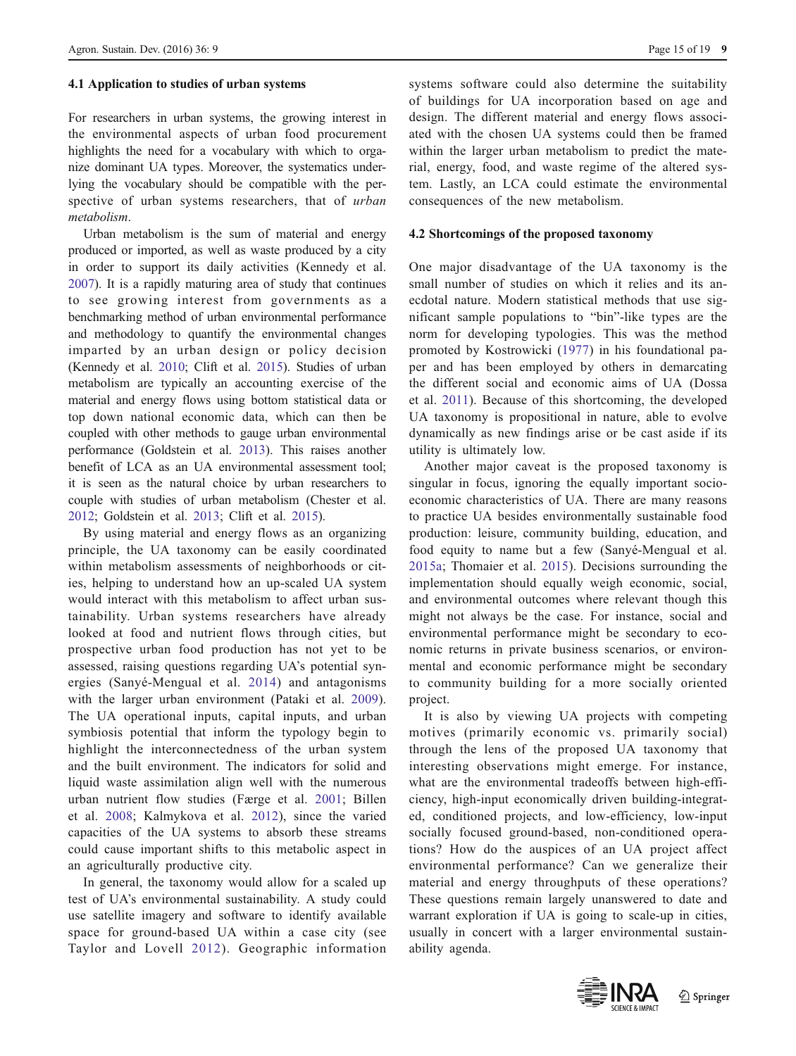### 4.1 Application to studies of urban systems

For researchers in urban systems, the growing interest in the environmental aspects of urban food procurement highlights the need for a vocabulary with which to organize dominant UA types. Moreover, the systematics underlying the vocabulary should be compatible with the perspective of urban systems researchers, that of *urban metabolism*.

Urban metabolism is the sum of material and energy produced or imported, as well as waste produced by a city in order to support its daily activities (Kennedy et al. 2007). It is a rapidly maturing area of study that continues to see growing interest from governments as a benchmarking method of urban environmental performance and methodology to quantify the environmental changes imparted by an urban design or policy decision (Kennedy et al. 2010; Clift et al. 2015). Studies of urban metabolism are typically an accounting exercise of the material and energy flows using bottom statistical data or top down national economic data, which can then be coupled with other methods to gauge urban environmental performance (Goldstein et al. 2013). This raises another benefit of LCA as an UA environmental assessment tool; it is seen as the natural choice by urban researchers to couple with studies of urban metabolism (Chester et al. 2012; Goldstein et al. 2013; Clift et al. 2015).

By using material and energy flows as an organizing principle, the UA taxonomy can be easily coordinated within metabolism assessments of neighborhoods or cities, helping to understand how an up-scaled UA system would interact with this metabolism to affect urban sustainability. Urban systems researchers have already looked at food and nutrient flows through cities, but prospective urban food production has not yet to be assessed, raising questions regarding UA's potential synergies (Sanyé-Mengual et al. 2014) and antagonisms with the larger urban environment (Pataki et al. 2009). The UA operational inputs, capital inputs, and urban symbiosis potential that inform the typology begin to highlight the interconnectedness of the urban system and the built environment. The indicators for solid and liquid waste assimilation align well with the numerous urban nutrient flow studies (Færge et al. 2001; Billen et al. 2008; Kalmykova et al. 2012), since the varied capacities of the UA systems to absorb these streams could cause important shifts to this metabolic aspect in an agriculturally productive city.

In general, the taxonomy would allow for a scaled up test of UA's environmental sustainability. A study could use satellite imagery and software to identify available space for ground-based UA within a case city (see Taylor and Lovell 2012). Geographic information systems software could also determine the suitability of buildings for UA incorporation based on age and design. The different material and energy flows associated with the chosen UA systems could then be framed within the larger urban metabolism to predict the material, energy, food, and waste regime of the altered system. Lastly, an LCA could estimate the environmental consequences of the new metabolism.

### 4.2 Shortcomings of the proposed taxonomy

One major disadvantage of the UA taxonomy is the small number of studies on which it relies and its anecdotal nature. Modern statistical methods that use significant sample populations to "bin"-like types are the norm for developing typologies. This was the method promoted by Kostrowicki (1977) in his foundational paper and has been employed by others in demarcating the different social and economic aims of UA (Dossa et al. 2011). Because of this shortcoming, the developed UA taxonomy is propositional in nature, able to evolve dynamically as new findings arise or be cast aside if its utility is ultimately low.

Another major caveat is the proposed taxonomy is singular in focus, ignoring the equally important socio-economic characteristics of UA. There are many reasons to practice UA besides environmentally sustainable food production: leisure, community building, education, and food equity to name but a few (Sanyé-Mengual et al. 2015a; Thomaier et al. 2015). Decisions surrounding the implementation should equally weigh economic, social, and environmental outcomes where relevant though this might not always be the case. For instance, social and environmental performance might be secondary to economic returns in private business scenarios, or environmental and economic performance might be secondary to community building for a more socially oriented project.

It is also by viewing UA projects with competing motives (primarily economic vs. primarily social) through the lens of the proposed UA taxonomy that interesting observations might emerge. For instance, what are the environmental tradeoffs between high-efficiency, high-input economically driven building-integrated, conditioned projects, and low-efficiency, low-input socially focused ground-based, non-conditioned operations? How do the auspices of an UA project affect environmental performance? Can we generalize their material and energy throughputs of these operations? These questions remain largely unanswered to date and warrant exploration if UA is going to scale-up in cities, usually in concert with a larger environmental sustainability agenda.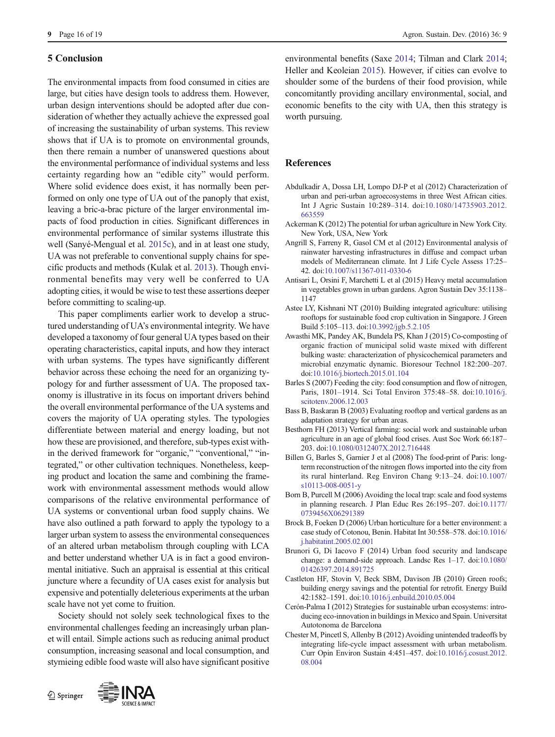## 5 Conclusion

The environmental impacts from food consumed in cities are large, but cities have design tools to address them. However, urban design interventions should be adopted after due consideration of whether they actually achieve the expressed goal of increasing the sustainability of urban systems. This review shows that if UA is to promote on environmental grounds, then there remain a number of unanswered questions about the environmental performance of individual systems and less certainty regarding how an "edible city" would perform. Where solid evidence does exist, it has normally been performed on only one type of UA out of the panoply that exist, leaving a bric-a-brac picture of the larger environmental impacts of food production in cities. Significant differences in environmental performance of similar systems illustrate this well (Sanyé-Mengual et al. 2015c), and in at least one study, UA was not preferable to conventional supply chains for specific products and methods (Kulak et al. 2013). Though environmental benefits may very well be conferred to UA adopting cities, it would be wise to test these assertions deeper before committing to scaling-up.

This paper compliments earlier work to develop a structured understanding of UA's environmental integrity. We have developed a taxonomy of four general UA types based on their operating characteristics, capital inputs, and how they interact with urban systems. The types have significantly different behavior across these echoing the need for an organizing typology for and further assessment of UA. The proposed taxonomy is illustrative in its focus on important drivers behind the overall environmental performance of the UA systems and covers the majority of UA operating styles. The typologies differentiate between material and energy loading, but not how these are provisioned, and therefore, sub-types exist within the derived framework for "organic," "conventional," "integrated," or other cultivation techniques. Nonetheless, keeping product and location the same and combining the framework with environmental assessment methods would allow comparisons of the relative environmental performance of UA systems or conventional urban food supply chains. We have also outlined a path forward to apply the typology to a larger urban system to assess the environmental consequences of an altered urban metabolism through coupling with LCA and better understand whether UA is in fact a good environmental initiative. Such an appraisal is essential at this critical juncture where a fecundity of UA cases exist for analysis but expensive and potentially deleterious experiments at the urban scale have not yet come to fruition.

Society should not solely seek technological fixes to the environmental challenges feeding an increasingly urban planet will entail. Simple actions such as reducing animal product consumption, increasing seasonal and local consumption, and stymieing edible food waste will also have significant positive environmental benefits (Saxe 2014; Tilman and Clark 2014; Heller and Keoleian 2015). However, if cities can evolve to shoulder some of the burdens of their food provision, while concomitantly providing ancillary environmental, social, and economic benefits to the city with UA, then this strategy is worth pursuing.

## References

Abdulkadir A, Dossa LH, Lompo DJ-P et al (2012) Characterization of urban and peri-urban agroecosystems in three West African cities. Int J Agric Sustain 10:289–314. doi:10.1080/14735903.2012.663559

Ackerman K (2012) The potential for urban agriculture in New York City. New York, USA, New York

Angrill S, Farreny R, Gasol CM et al (2012) Environmental analysis of rainwater harvesting infrastructures in diffuse and compact urban models of Mediterranean climate. Int J Life Cycle Assess 17:25–42. doi:10.1007/s11367-011-0330-6

Antisari L, Orsini F, Marchetti L et al (2015) Heavy metal accumulation in vegetables grown in urban gardens. Agron Sustain Dev 35:1138–1147

Astee LY, Kishnani NT (2010) Building integrated agriculture: utilising rooftops for sustainable food crop cultivation in Singapore. J Green Build 5:105–113. doi:10.3992/jgb.5.2.105

Awasthi MK, Pandey AK, Bundela PS, Khan J (2015) Co-composting of organic fraction of municipal solid waste mixed with different bulking waste: characterization of physicochemical parameters and microbial enzymatic dynamic. Bioresour Technol 182:200–207. doi:10.1016/j.biortech.2015.01.104

Barles S (2007) Feeding the city: food consumption and flow of nitrogen, Paris, 1801–1914. Sci Total Environ 375:48–58. doi:10.1016/j.scitotenv.2006.12.003

Bass B, Baskaran B (2003) Evaluating rooftop and vertical gardens as an adaptation strategy for urban areas.

Besthorn FH (2013) Vertical farming: social work and sustainable urban agriculture in an age of global food crises. Aust Soc Work 66:187–203. doi:10.1080/0312407X.2012.716448

Billen G, Barles S, Garnier J et al (2008) The food-print of Paris: long-term reconstruction of the nitrogen flows imported into the city from its rural hinterland. Reg Environ Chang 9:13–24. doi:10.1007/s10113-008-0051-y

Born B, Purcell M (2006) Avoiding the local trap: scale and food systems in planning research. J Plan Educ Res 26:195–207. doi:10.1177/0739456X06291389

Brock B, Foeken D (2006) Urban horticulture for a better environment: a case study of Cotonou, Benin. Habitat Int 30:558–578. doi:10.1016/j.habitatint.2005.02.001

Brunori G, Di Iacovo F (2014) Urban food security and landscape change: a demand-side approach. Landsc Res 1–17. doi:10.1080/01426397.2014.891725

Castleton HF, Stovin V, Beck SBM, Davison JB (2010) Green roofs; building energy savings and the potential for retrofit. Energy Build 42:1582–1591. doi:10.1016/j.enbuild.2010.05.004

Cerón-Palma I (2012) Strategies for sustainable urban ecosystems: introducing eco-innovation in buildings in Mexico and Spain. Universitat Autotonoma de Barcelona

Chester M, Pincetl S, Allenby B (2012) Avoiding unintended tradeoffs by integrating life-cycle impact assessment with urban metabolism. Curr Opin Environ Sustain 4:451–457. doi:10.1016/j.cosust.2012.08.004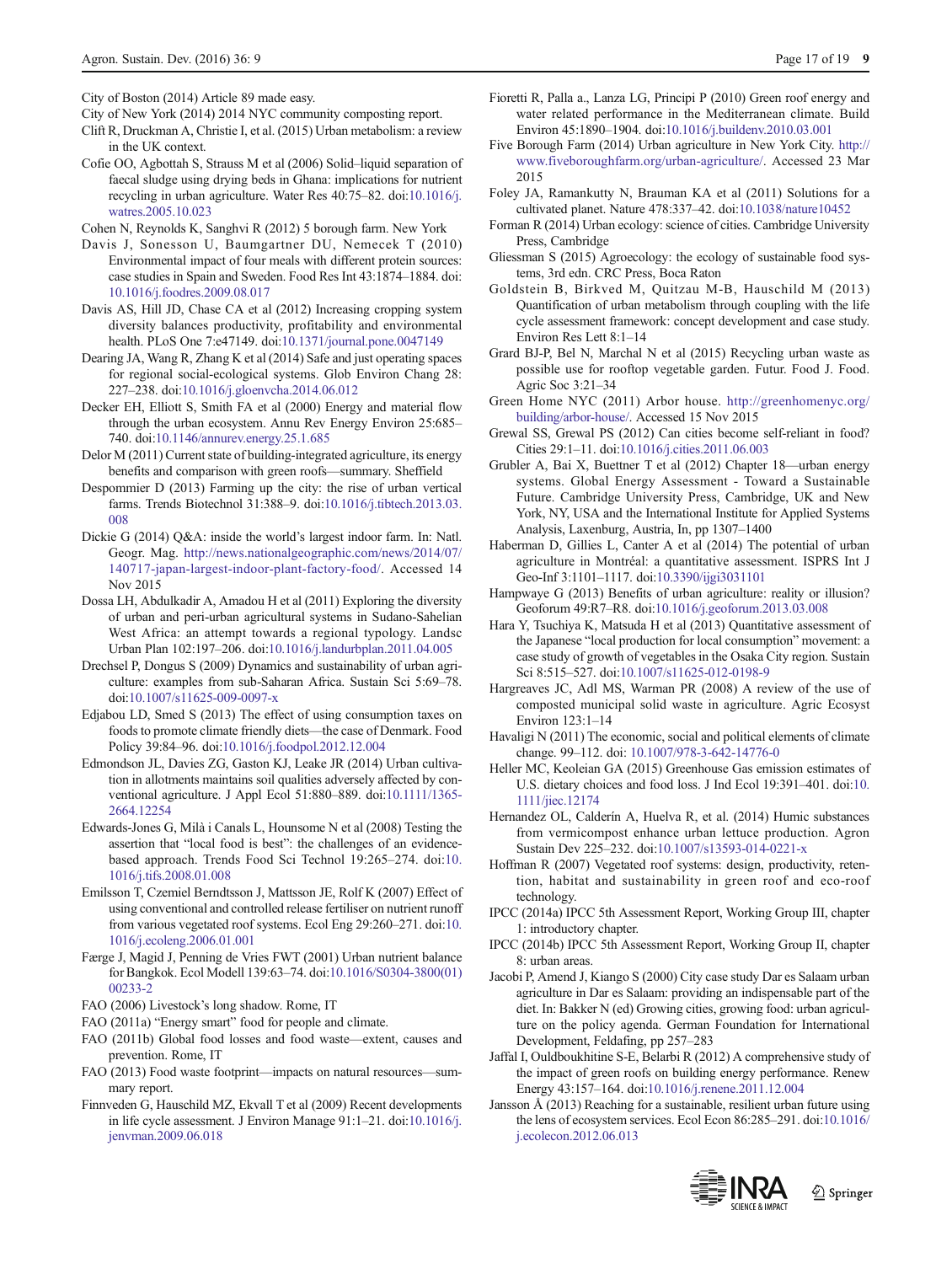City of Boston (2014) Article 89 made easy.

City of New York (2014) 2014 NYC community composting report.

Clift R, Druckman A, Christie I, et al. (2015) Urban metabolism: a review in the UK context.

Cofie OO, Agbottah S, Strauss M et al (2006) Solid–liquid separation of faecal sludge using drying beds in Ghana: implications for nutrient recycling in urban agriculture. Water Res 40:75–82. doi:10.1016/j.watres.2005.10.023

Cohen N, Reynolds K, Sanghvi R (2012) 5 borough farm. New York

Davis J, Sonesson U, Baumgartner DU, Nemecek T (2010) Environmental impact of four meals with different protein sources: case studies in Spain and Sweden. Food Res Int 43:1874–1884. doi:10.1016/j.foodres.2009.08.017

Davis AS, Hill JD, Chase CA et al (2012) Increasing cropping system diversity balances productivity, profitability and environmental health. PLoS One 7:e47149. doi:10.1371/journal.pone.0047149

Dearing JA, Wang R, Zhang K et al (2014) Safe and just operating spaces for regional social-ecological systems. Glob Environ Chang 28: 227–238. doi:10.1016/j.gloenvcha.2014.06.012

Decker EH, Elliott S, Smith FA et al (2000) Energy and material flow through the urban ecosystem. Annu Rev Energy Environ 25:685–740. doi:10.1146/annurev.energy.25.1.685

Delor M (2011) Current state of building-integrated agriculture, its energy benefits and comparison with green roofs—summary. Sheffield

Despommier D (2013) Farming up the city: the rise of urban vertical farms. Trends Biotechnol 31:388–9. doi:10.1016/j.tibtech.2013.03.008

Dickie G (2014) Q&A: inside the world's largest indoor farm. In: Natl. Geogr. Mag. http://news.nationalgeographic.com/news/2014/07/140717-japan-largest-indoor-plant-factory-food/. Accessed 14 Nov 2015

Dossa LH, Abdulkadir A, Amadou H et al (2011) Exploring the diversity of urban and peri-urban agricultural systems in Sudano-Sahelian West Africa: an attempt towards a regional typology. Landsc Urban Plan 102:197–206. doi:10.1016/j.landurbplan.2011.04.005

Drechsel P, Dongus S (2009) Dynamics and sustainability of urban agriculture: examples from sub-Saharan Africa. Sustain Sci 5:69–78. doi:10.1007/s11625-009-0097-x

Edjabou LD, Smed S (2013) The effect of using consumption taxes on foods to promote climate friendly diets—the case of Denmark. Food Policy 39:84–96. doi:10.1016/j.foodpol.2012.12.004

Edmondson JL, Davies ZG, Gaston KJ, Leake JR (2014) Urban cultivation in allotments maintains soil qualities adversely affected by conventional agriculture. J Appl Ecol 51:880–889. doi:10.1111/1365-2664.12254

Edwards-Jones G, Milà i Canals L, Hounsome N et al (2008) Testing the assertion that "local food is best": the challenges of an evidence-based approach. Trends Food Sci Technol 19:265–274. doi:10.1016/j.tifs.2008.01.008

Emilsson T, Czemiel Berndtsson J, Mattsson JE, Rolf K (2007) Effect of using conventional and controlled release fertiliser on nutrient runoff from various vegetated roof systems. Ecol Eng 29:260–271. doi:10.1016/j.ecoleng.2006.01.001

Færge J, Magid J, Penning de Vries FWT (2001) Urban nutrient balance for Bangkok. Ecol Modell 139:63–74. doi:10.1016/S0304-3800(01)00233-2

FAO (2006) Livestock's long shadow. Rome, IT

FAO (2011a) "Energy smart" food for people and climate.

FAO (2011b) Global food losses and food waste—extent, causes and prevention. Rome, IT

FAO (2013) Food waste footprint—impacts on natural resources—summary report.

Finnveden G, Hauschild MZ, Ekvall T et al (2009) Recent developments in life cycle assessment. J Environ Manage 91:1–21. doi:10.1016/j.jenvman.2009.06.018

Fioretti R, Palla a., Lanza LG, Principi P (2010) Green roof energy and water related performance in the Mediterranean climate. Build Environ 45:1890–1904. doi:10.1016/j.buildenv.2010.03.001

Five Borough Farm (2014) Urban agriculture in New York City. http://www.fiveboroughfarm.org/urban-agriculture/. Accessed 23 Mar 2015

Foley JA, Ramankutty N, Brauman KA et al (2011) Solutions for a cultivated planet. Nature 478:337–42. doi:10.1038/nature10452

Forman R (2014) Urban ecology: science of cities. Cambridge University Press, Cambridge

Gliessman S (2015) Agroecology: the ecology of sustainable food systems, 3rd edn. CRC Press, Boca Raton

Goldstein B, Birkved M, Quitzau M-B, Hauschild M (2013) Quantification of urban metabolism through coupling with the life cycle assessment framework: concept development and case study. Environ Res Lett 8:1–14

Grard BJ-P, Bel N, Marchal N et al (2015) Recycling urban waste as possible use for rooftop vegetable garden. Futur. Food J. Food. Agric Soc 3:21–34

Green Home NYC (2011) Arbor house. http://greenhomenyc.org/building/arbor-house/. Accessed 15 Nov 2015

Grewal SS, Grewal PS (2012) Can cities become self-reliant in food? Cities 29:1–11. doi:10.1016/j.cities.2011.06.003

Grubler A, Bai X, Buettner T et al (2012) Chapter 18—urban energy systems. Global Energy Assessment - Toward a Sustainable Future. Cambridge University Press, Cambridge, UK and New York, NY, USA and the International Institute for Applied Systems Analysis, Laxenburg, Austria, In, pp 1307–1400

Haberman D, Gillies L, Canter A et al (2014) The potential of urban agriculture in Montréal: a quantitative assessment. ISPRS Int J Geo-Inf 3:1101–1117. doi:10.3390/ijgi3031101

Hampwaye G (2013) Benefits of urban agriculture: reality or illusion? Geoforum 49:R7–R8. doi:10.1016/j.geoforum.2013.03.008

Hara Y, Tsuchiya K, Matsuda H et al (2013) Quantitative assessment of the Japanese "local production for local consumption" movement: a case study of growth of vegetables in the Osaka City region. Sustain Sci 8:515–527. doi:10.1007/s11625-012-0198-9

Hargreaves JC, Adl MS, Warman PR (2008) A review of the use of composted municipal solid waste in agriculture. Agric Ecosyst Environ 123:1–14

Havaligi N (2011) The economic, social and political elements of climate change. 99–112. doi: 10.1007/978-3-642-14776-0

Heller MC, Keoleian GA (2015) Greenhouse Gas emission estimates of U.S. dietary choices and food loss. J Ind Ecol 19:391–401. doi:10.1111/jiec.12174

Hernandez OL, Calderín A, Huelva R, et al. (2014) Humic substances from vermicompost enhance urban lettuce production. Agron Sustain Dev 225–232. doi:10.1007/s13593-014-0221-x

Hoffman R (2007) Vegetated roof systems: design, productivity, retention, habitat and sustainability in green roof and eco-roof technology.

IPCC (2014a) IPCC 5th Assessment Report, Working Group III, chapter 1: introductory chapter.

IPCC (2014b) IPCC 5th Assessment Report, Working Group II, chapter 8: urban areas.

Jacobi P, Amend J, Kiango S (2000) City case study Dar es Salaam urban agriculture in Dar es Salaam: providing an indispensable part of the diet. In: Bakker N (ed) Growing cities, growing food: urban agriculture on the policy agenda. German Foundation for International Development, Feldafing, pp 257–283

Jaffal I, Ouldboukhitine S-E, Belarbi R (2012) A comprehensive study of the impact of green roofs on building energy performance. Renew Energy 43:157–164. doi:10.1016/j.renene.2011.12.004

Jansson Å (2013) Reaching for a sustainable, resilient urban future using the lens of ecosystem services. Ecol Econ 86:285–291. doi:10.1016/j.ecolecon.2012.06.013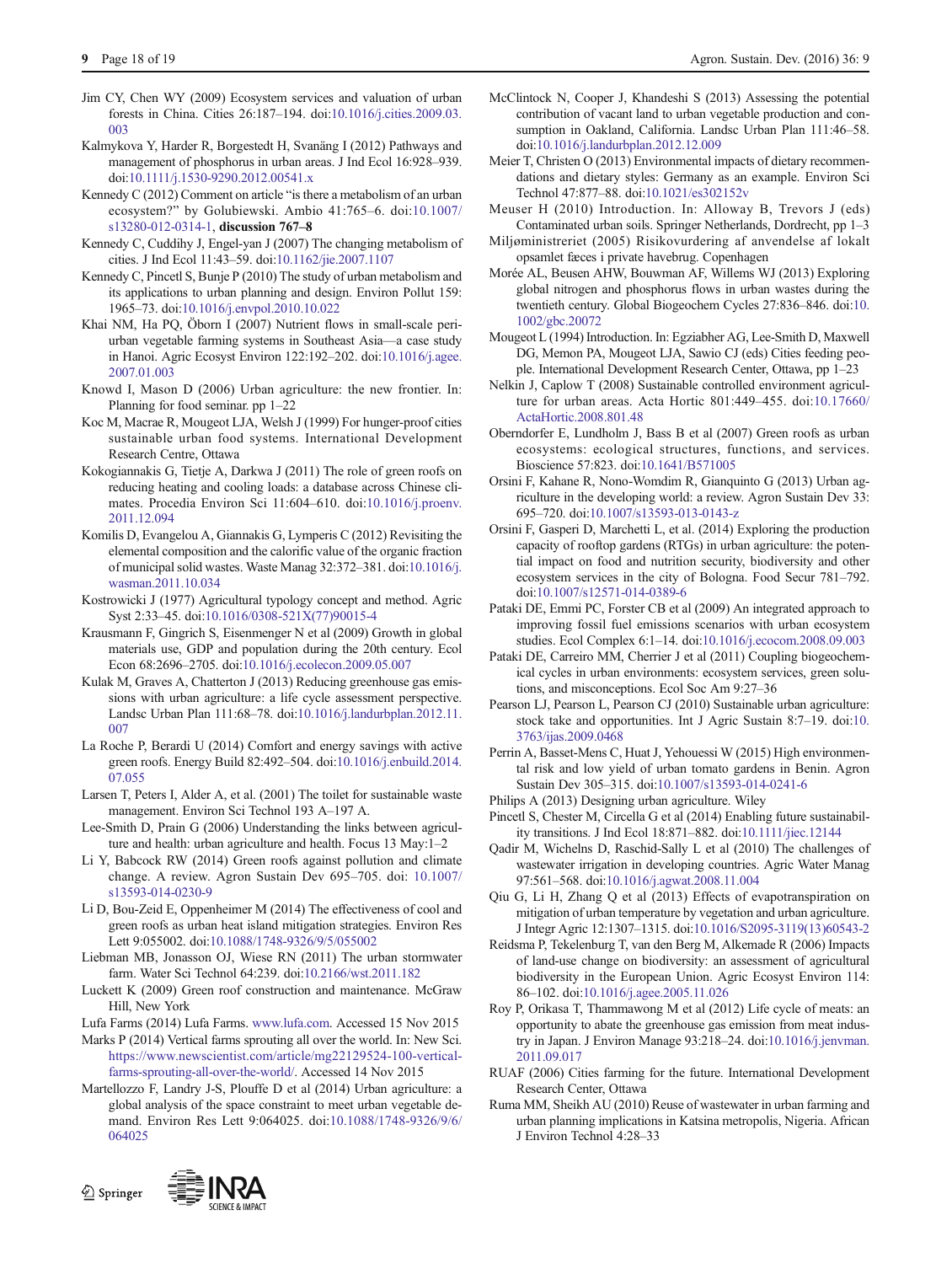Jim CY, Chen WY (2009) Ecosystem services and valuation of urban forests in China. Cities 26:187–194. doi:10.1016/j.cities.2009.03.003

Kalmykova Y, Harder R, Borgestedt H, Svanäng I (2012) Pathways and management of phosphorus in urban areas. J Ind Ecol 16:928–939. doi:10.1111/j.1530-9290.2012.00541.x

Kennedy C (2012) Comment on article "is there a metabolism of an urban ecosystem?" by Golubiewski. Ambio 41:765–6. doi:10.1007/s13280-012-0314-1, **discussion 767–8**

Kennedy C, Cuddihy J, Engel-yan J (2007) The changing metabolism of cities. J Ind Ecol 11:43–59. doi:10.1162/jie.2007.1107

Kennedy C, Pincetl S, Bunje P (2010) The study of urban metabolism and its applications to urban planning and design. Environ Pollut 159: 1965–73. doi:10.1016/j.envpol.2010.10.022

Khai NM, Ha PQ, Öborn I (2007) Nutrient flows in small-scale peri-urban vegetable farming systems in Southeast Asia—a case study in Hanoi. Agric Ecosyst Environ 122:192–202. doi:10.1016/j.agee.2007.01.003

Knowd I, Mason D (2006) Urban agriculture: the new frontier. In: Planning for food seminar. pp 1–22

Koc M, Macrae R, Mougeot LJA, Welsh J (1999) For hunger-proof cities sustainable urban food systems. International Development Research Centre, Ottawa

Kokogiannakis G, Tietje A, Darkwa J (2011) The role of green roofs on reducing heating and cooling loads: a database across Chinese climates. Procedia Environ Sci 11:604–610. doi:10.1016/j.proenv.2011.12.094

Komilis D, Evangelou A, Giannakis G, Lymperis C (2012) Revisiting the elemental composition and the calorific value of the organic fraction of municipal solid wastes. Waste Manag 32:372–381. doi:10.1016/j.wasman.2011.10.034

Kostrowicki J (1977) Agricultural typology concept and method. Agric Syst 2:33–45. doi:10.1016/0308-521X(77)90015-4

Krausmann F, Gingrich S, Eisenmenger N et al (2009) Growth in global materials use, GDP and population during the 20th century. Ecol Econ 68:2696–2705. doi:10.1016/j.ecolecon.2009.05.007

Kulak M, Graves A, Chatterton J (2013) Reducing greenhouse gas emissions with urban agriculture: a life cycle assessment perspective. Landsc Urban Plan 111:68–78. doi:10.1016/j.landurbplan.2012.11.007

La Roche P, Berardi U (2014) Comfort and energy savings with active green roofs. Energy Build 82:492–504. doi:10.1016/j.enbuild.2014.07.055

Larsen T, Peters I, Alder A, et al. (2001) The toilet for sustainable waste management. Environ Sci Technol 193 A–197 A.

Lee-Smith D, Prain G (2006) Understanding the links between agriculture and health: urban agriculture and health. Focus 13 May:1–2

Li Y, Babcock RW (2014) Green roofs against pollution and climate change. A review. Agron Sustain Dev 695–705. doi: 10.1007/s13593-014-0230-9

Li D, Bou-Zeid E, Oppenheimer M (2014) The effectiveness of cool and green roofs as urban heat island mitigation strategies. Environ Res Lett 9:055002. doi:10.1088/1748-9326/9/5/055002

Liebman MB, Jonasson OJ, Wiese RN (2011) The urban stormwater farm. Water Sci Technol 64:239. doi:10.2166/wst.2011.182

Luckett K (2009) Green roof construction and maintenance. McGraw Hill, New York

Lufa Farms (2014) Lufa Farms. www.lufa.com. Accessed 15 Nov 2015

Marks P (2014) Vertical farms sprouting all over the world. In: New Sci. https://www.newscientist.com/article/mg22129524-100-vertical-farms-sprouting-all-over-the-world/. Accessed 14 Nov 2015

Martellozzo F, Landry J-S, Plouffe D et al (2014) Urban agriculture: a global analysis of the space constraint to meet urban vegetable demand. Environ Res Lett 9:064025. doi:10.1088/1748-9326/9/6/064025

McClintock N, Cooper J, Khandeshi S (2013) Assessing the potential contribution of vacant land to urban vegetable production and consumption in Oakland, California. Landsc Urban Plan 111:46–58. doi:10.1016/j.landurbplan.2012.12.009

Meier T, Christen O (2013) Environmental impacts of dietary recommendations and dietary styles: Germany as an example. Environ Sci Technol 47:877–88. doi:10.1021/es302152v

Meuser H (2010) Introduction. In: Alloway B, Trevors J (eds) Contaminated urban soils. Springer Netherlands, Dordrecht, pp 1–3

Miljøministeriet (2005) Risikovurdering af anvendelse af lokalt opsamlet fæces i private havebrug. Copenhagen

Morée AL, Beusen AHW, Bouwman AF, Willems WJ (2013) Exploring global nitrogen and phosphorus flows in urban wastes during the twentieth century. Global Biogeochem Cycles 27:836–846. doi:10.1002/gbc.20072

Mougeot L (1994) Introduction. In: Egziabher AG, Lee-Smith D, Maxwell DG, Memon PA, Mougeot LJA, Sawio CJ (eds) Cities feeding people. International Development Research Center, Ottawa, pp 1–23

Nelkin J, Caplow T (2008) Sustainable controlled environment agriculture for urban areas. Acta Hortic 801:449–455. doi:10.17660/ActaHortic.2008.801.48

Oberndorfer E, Lundholm J, Bass B et al (2007) Green roofs as urban ecosystems: ecological structures, functions, and services. Bioscience 57:823. doi:10.1641/B571005

Orsini F, Kahane R, Nono-Womdim R, Gianquinto G (2013) Urban agriculture in the developing world: a review. Agron Sustain Dev 33: 695–720. doi:10.1007/s13593-013-0143-z

Orsini F, Gasperi D, Marchetti L, et al. (2014) Exploring the production capacity of rooftop gardens (RTGs) in urban agriculture: the potential impact on food and nutrition security, biodiversity and other ecosystem services in the city of Bologna. Food Secur 781–792. doi:10.1007/s12571-014-0389-6

Pataki DE, Emmi PC, Forster CB et al (2009) An integrated approach to improving fossil fuel emissions scenarios with urban ecosystem studies. Ecol Complex 6:1–14. doi:10.1016/j.ecocom.2008.09.003

Pataki DE, Carreiro MM, Cherrier J et al (2011) Coupling biogeochemical cycles in urban environments: ecosystem services, green solutions, and misconceptions. Ecol Soc Am 9:27–36

Pearson LJ, Pearson L, Pearson CJ (2010) Sustainable urban agriculture: stock take and opportunities. Int J Agric Sustain 8:7–19. doi:10.3763/ijas.2009.0468

Perrin A, Basset-Mens C, Huat J, Yehouessi W (2015) High environmental risk and low yield of urban tomato gardens in Benin. Agron Sustain Dev 305–315. doi:10.1007/s13593-014-0241-6

Philips A (2013) Designing urban agriculture. Wiley

Pincetl S, Chester M, Circella G et al (2014) Enabling future sustainability transitions. J Ind Ecol 18:871–882. doi:10.1111/jiec.12144

Qadir M, Wichelns D, Raschid-Sally L et al (2010) The challenges of wastewater irrigation in developing countries. Agric Water Manag 97:561–568. doi:10.1016/j.agwat.2008.11.004

Qiu G, Li H, Zhang Q et al (2013) Effects of evapotranspiration on mitigation of urban temperature by vegetation and urban agriculture. J Integr Agric 12:1307–1315. doi:10.1016/S2095-3119(13)60543-2

Reidsma P, Tekelenburg T, van den Berg M, Alkemade R (2006) Impacts of land-use change on biodiversity: an assessment of agricultural biodiversity in the European Union. Agric Ecosyst Environ 114: 86–102. doi:10.1016/j.agee.2005.11.026

Roy P, Orikasa T, Thammawong M et al (2012) Life cycle of meats: an opportunity to abate the greenhouse gas emission from meat industry in Japan. J Environ Manage 93:218–24. doi:10.1016/j.jenvman.2011.09.017

RUAF (2006) Cities farming for the future. International Development Research Center, Ottawa

Ruma MM, Sheikh AU (2010) Reuse of wastewater in urban farming and urban planning implications in Katsina metropolis, Nigeria. African J Environ Technol 4:28–33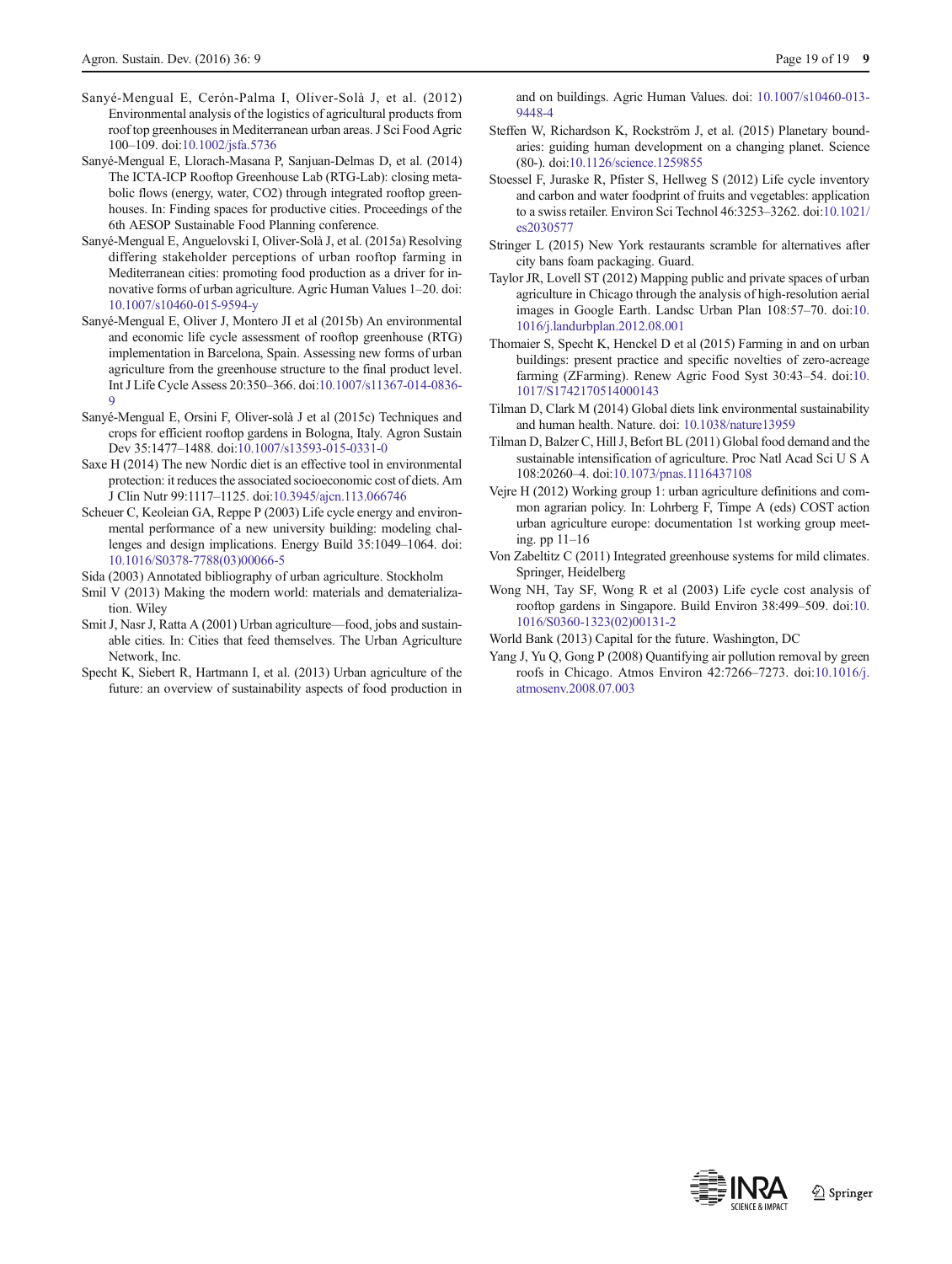Sanyé-Mengual E, Cerón-Palma I, Oliver-Solà J, et al. (2012) Environmental analysis of the logistics of agricultural products from roof top greenhouses in Mediterranean urban areas. J Sci Food Agric 100–109. doi:10.1002/jsfa.5736

Sanyé-Mengual E, Llorach-Masana P, Sanjuan-Delmas D, et al. (2014) The ICTA-ICP Rooftop Greenhouse Lab (RTG-Lab): closing metabolic flows (energy, water, CO2) through integrated rooftop greenhouses. In: Finding spaces for productive cities. Proceedings of the 6th AESOP Sustainable Food Planning conference.

Sanyé-Mengual E, Anguelovski I, Oliver-Solà J, et al. (2015a) Resolving differing stakeholder perceptions of urban rooftop farming in Mediterranean cities: promoting food production as a driver for innovative forms of urban agriculture. Agric Human Values 1–20. doi: 10.1007/s10460-015-9594-y

Sanyé-Mengual E, Oliver J, Montero JI et al (2015b) An environmental and economic life cycle assessment of rooftop greenhouse (RTG) implementation in Barcelona, Spain. Assessing new forms of urban agriculture from the greenhouse structure to the final product level. Int J Life Cycle Assess 20:350–366. doi:10.1007/s11367-014-0836-9

Sanyé-Mengual E, Orsini F, Oliver-solà J et al (2015c) Techniques and crops for efficient rooftop gardens in Bologna, Italy. Agron Sustain Dev 35:1477–1488. doi:10.1007/s13593-015-0331-0

Saxe H (2014) The new Nordic diet is an effective tool in environmental protection: it reduces the associated socioeconomic cost of diets. Am J Clin Nutr 99:1117–1125. doi:10.3945/ajcn.113.066746

Scheuer C, Keoleian GA, Reppe P (2003) Life cycle energy and environmental performance of a new university building: modeling challenges and design implications. Energy Build 35:1049–1064. doi: 10.1016/S0378-7788(03)00066-5

Sida (2003) Annotated bibliography of urban agriculture. Stockholm

Smil V (2013) Making the modern world: materials and dematerialization. Wiley

Smit J, Nasr J, Ratta A (2001) Urban agriculture—food, jobs and sustainable cities. In: Cities that feed themselves. The Urban Agriculture Network, Inc.

Specht K, Siebert R, Hartmann I, et al. (2013) Urban agriculture of the future: an overview of sustainability aspects of food production in and on buildings. Agric Human Values. doi: 10.1007/s10460-013-9448-4

Steffen W, Richardson K, Rockström J, et al. (2015) Planetary boundaries: guiding human development on a changing planet. Science (80-). doi:10.1126/science.1259855

Stoessel F, Juraske R, Pfister S, Hellweg S (2012) Life cycle inventory and carbon and water foodprint of fruits and vegetables: application to a swiss retailer. Environ Sci Technol 46:3253–3262. doi:10.1021/es2030577

Stringer L (2015) New York restaurants scramble for alternatives after city bans foam packaging. Guard.

Taylor JR, Lovell ST (2012) Mapping public and private spaces of urban agriculture in Chicago through the analysis of high-resolution aerial images in Google Earth. Landsc Urban Plan 108:57–70. doi:10.1016/j.landurbplan.2012.08.001

Thomaier S, Specht K, Henckel D et al (2015) Farming in and on urban buildings: present practice and specific novelties of zero-acreage farming (ZFarming). Renew Agric Food Syst 30:43–54. doi:10.1017/S1742170514000143

Tilman D, Clark M (2014) Global diets link environmental sustainability and human health. Nature. doi: 10.1038/nature13959

Tilman D, Balzer C, Hill J, Befort BL (2011) Global food demand and the sustainable intensification of agriculture. Proc Natl Acad Sci U S A 108:20260–4. doi:10.1073/pnas.1116437108

Vejre H (2012) Working group 1: urban agriculture definitions and common agrarian policy. In: Lohrberg F, Timpe A (eds) COST action urban agriculture europe: documentation 1st working group meeting. pp 11–16

Von Zabeltitz C (2011) Integrated greenhouse systems for mild climates. Springer, Heidelberg

Wong NH, Tay SF, Wong R et al (2003) Life cycle cost analysis of rooftop gardens in Singapore. Build Environ 38:499–509. doi:10.1016/S0360-1323(02)00131-2

World Bank (2013) Capital for the future. Washington, DC

Yang J, Yu Q, Gong P (2008) Quantifying air pollution removal by green roofs in Chicago. Atmos Environ 42:7266–7273. doi:10.1016/j.atmosenv.2008.07.003